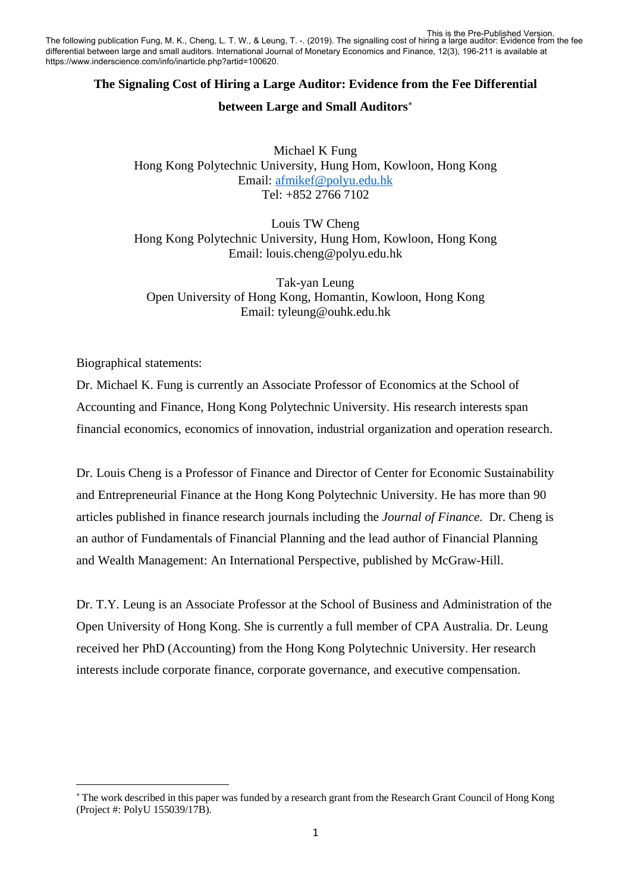This is the Pre-Published Version.
The following publication Fung, M. K., Cheng, L. T. W., & Leung, T. -. (2019). The signalling cost of hiring a large auditor: Evidence from the fee differential between large and small auditors. International Journal of Monetary Economics and Finance, 12(3), 196-211 is available at https://www.inderscience.com/info/inarticle.php?artid=100620.

# The Signaling Cost of Hiring a Large Auditor: Evidence from the Fee Differential between Large and Small Auditors[*]

Michael K Fung
Hong Kong Polytechnic University, Hung Hom, Kowloon, Hong Kong
Email: afmikef@polyu.edu.hk
Tel: +852 2766 7102

Louis TW Cheng
Hong Kong Polytechnic University, Hung Hom, Kowloon, Hong Kong
Email: louis.cheng@polyu.edu.hk

Tak-yan Leung
Open University of Hong Kong, Homantin, Kowloon, Hong Kong
Email: tyleung@ouhk.edu.hk

Biographical statements:

Dr. Michael K. Fung is currently an Associate Professor of Economics at the School of Accounting and Finance, Hong Kong Polytechnic University. His research interests span financial economics, economics of innovation, industrial organization and operation research.

Dr. Louis Cheng is a Professor of Finance and Director of Center for Economic Sustainability and Entrepreneurial Finance at the Hong Kong Polytechnic University. He has more than 90 articles published in finance research journals including the *Journal of Finance*. Dr. Cheng is an author of Fundamentals of Financial Planning and the lead author of Financial Planning and Wealth Management: An International Perspective, published by McGraw-Hill.

Dr. T.Y. Leung is an Associate Professor at the School of Business and Administration of the Open University of Hong Kong. She is currently a full member of CPA Australia. Dr. Leung received her PhD (Accounting) from the Hong Kong Polytechnic University. Her research interests include corporate finance, corporate governance, and executive compensation.

[*] The work described in this paper was funded by a research grant from the Research Grant Council of Hong Kong (Project #: PolyU 155039/17B).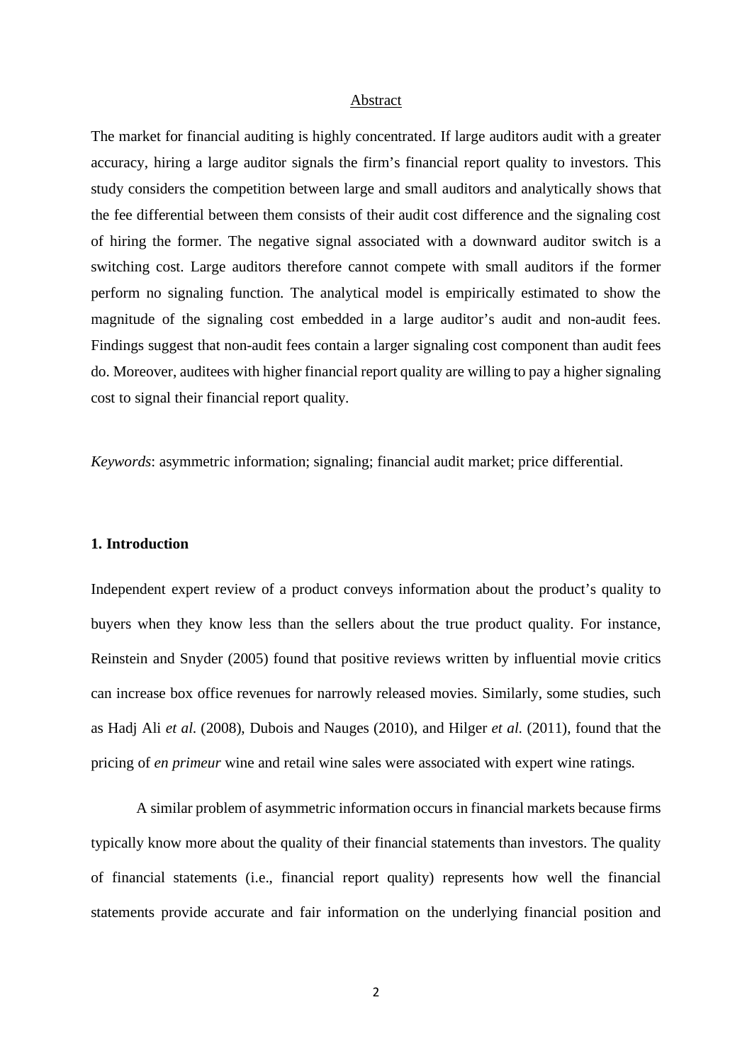## Abstract

The market for financial auditing is highly concentrated. If large auditors audit with a greater accuracy, hiring a large auditor signals the firm's financial report quality to investors. This study considers the competition between large and small auditors and analytically shows that the fee differential between them consists of their audit cost difference and the signaling cost of hiring the former. The negative signal associated with a downward auditor switch is a switching cost. Large auditors therefore cannot compete with small auditors if the former perform no signaling function. The analytical model is empirically estimated to show the magnitude of the signaling cost embedded in a large auditor's audit and non-audit fees. Findings suggest that non-audit fees contain a larger signaling cost component than audit fees do. Moreover, auditees with higher financial report quality are willing to pay a higher signaling cost to signal their financial report quality.

*Keywords*: asymmetric information; signaling; financial audit market; price differential.

## 1. Introduction

Independent expert review of a product conveys information about the product's quality to buyers when they know less than the sellers about the true product quality. For instance, Reinstein and Snyder (2005) found that positive reviews written by influential movie critics can increase box office revenues for narrowly released movies. Similarly, some studies, such as Hadj Ali *et al.* (2008), Dubois and Nauges (2010), and Hilger *et al.* (2011), found that the pricing of *en primeur* wine and retail wine sales were associated with expert wine ratings.

A similar problem of asymmetric information occurs in financial markets because firms typically know more about the quality of their financial statements than investors. The quality of financial statements (i.e., financial report quality) represents how well the financial statements provide accurate and fair information on the underlying financial position and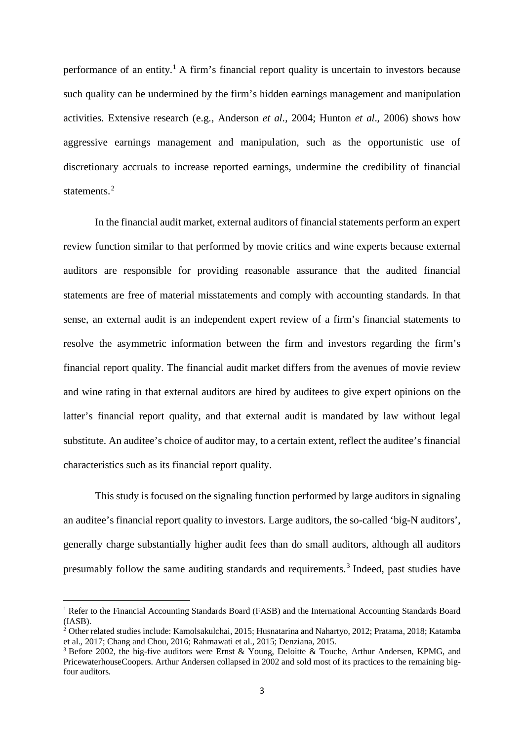performance of an entity.[1] A firm's financial report quality is uncertain to investors because such quality can be undermined by the firm's hidden earnings management and manipulation activities. Extensive research (e.g., Anderson *et al*., 2004; Hunton *et al*., 2006) shows how aggressive earnings management and manipulation, such as the opportunistic use of discretionary accruals to increase reported earnings, undermine the credibility of financial statements.[2]

In the financial audit market, external auditors of financial statements perform an expert review function similar to that performed by movie critics and wine experts because external auditors are responsible for providing reasonable assurance that the audited financial statements are free of material misstatements and comply with accounting standards. In that sense, an external audit is an independent expert review of a firm's financial statements to resolve the asymmetric information between the firm and investors regarding the firm's financial report quality. The financial audit market differs from the avenues of movie review and wine rating in that external auditors are hired by auditees to give expert opinions on the latter's financial report quality, and that external audit is mandated by law without legal substitute. An auditee's choice of auditor may, to a certain extent, reflect the auditee's financial characteristics such as its financial report quality.

This study is focused on the signaling function performed by large auditors in signaling an auditee's financial report quality to investors. Large auditors, the so-called 'big-N auditors', generally charge substantially higher audit fees than do small auditors, although all auditors presumably follow the same auditing standards and requirements.[3] Indeed, past studies have

---

[1] Refer to the Financial Accounting Standards Board (FASB) and the International Accounting Standards Board (IASB).

[2] Other related studies include: Kamolsakulchai, 2015; Husnatarina and Nahartyo, 2012; Pratama, 2018; Katamba et al., 2017; Chang and Chou, 2016; Rahmawati et al., 2015; Denziana, 2015.

[3] Before 2002, the big-five auditors were Ernst & Young, Deloitte & Touche, Arthur Andersen, KPMG, and PricewaterhouseCoopers. Arthur Andersen collapsed in 2002 and sold most of its practices to the remaining big-four auditors.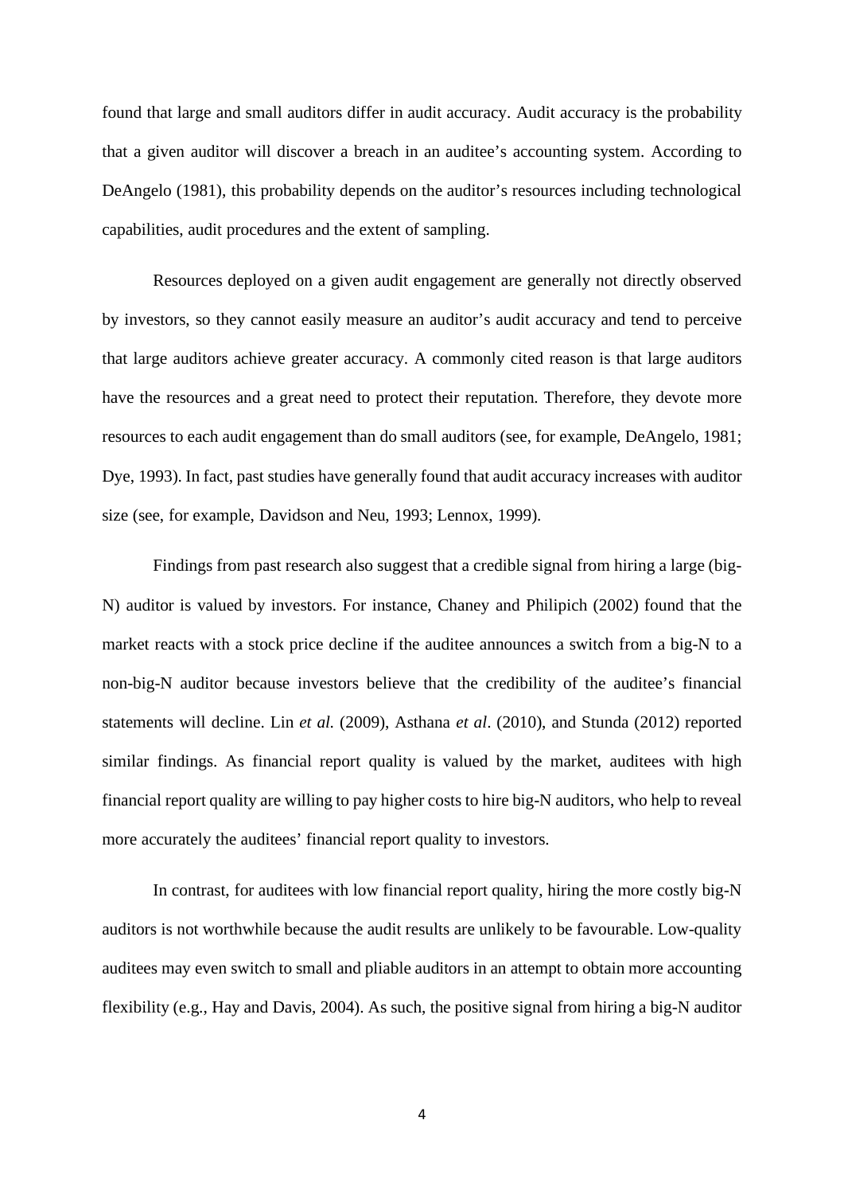found that large and small auditors differ in audit accuracy. Audit accuracy is the probability that a given auditor will discover a breach in an auditee's accounting system. According to DeAngelo (1981), this probability depends on the auditor's resources including technological capabilities, audit procedures and the extent of sampling.

Resources deployed on a given audit engagement are generally not directly observed by investors, so they cannot easily measure an auditor's audit accuracy and tend to perceive that large auditors achieve greater accuracy. A commonly cited reason is that large auditors have the resources and a great need to protect their reputation. Therefore, they devote more resources to each audit engagement than do small auditors (see, for example, DeAngelo, 1981; Dye, 1993). In fact, past studies have generally found that audit accuracy increases with auditor size (see, for example, Davidson and Neu, 1993; Lennox, 1999).

Findings from past research also suggest that a credible signal from hiring a large (big-N) auditor is valued by investors. For instance, Chaney and Philipich (2002) found that the market reacts with a stock price decline if the auditee announces a switch from a big-N to a non-big-N auditor because investors believe that the credibility of the auditee's financial statements will decline. Lin *et al.* (2009), Asthana *et al*. (2010), and Stunda (2012) reported similar findings. As financial report quality is valued by the market, auditees with high financial report quality are willing to pay higher costs to hire big-N auditors, who help to reveal more accurately the auditees' financial report quality to investors.

In contrast, for auditees with low financial report quality, hiring the more costly big-N auditors is not worthwhile because the audit results are unlikely to be favourable. Low-quality auditees may even switch to small and pliable auditors in an attempt to obtain more accounting flexibility (e.g., Hay and Davis, 2004). As such, the positive signal from hiring a big-N auditor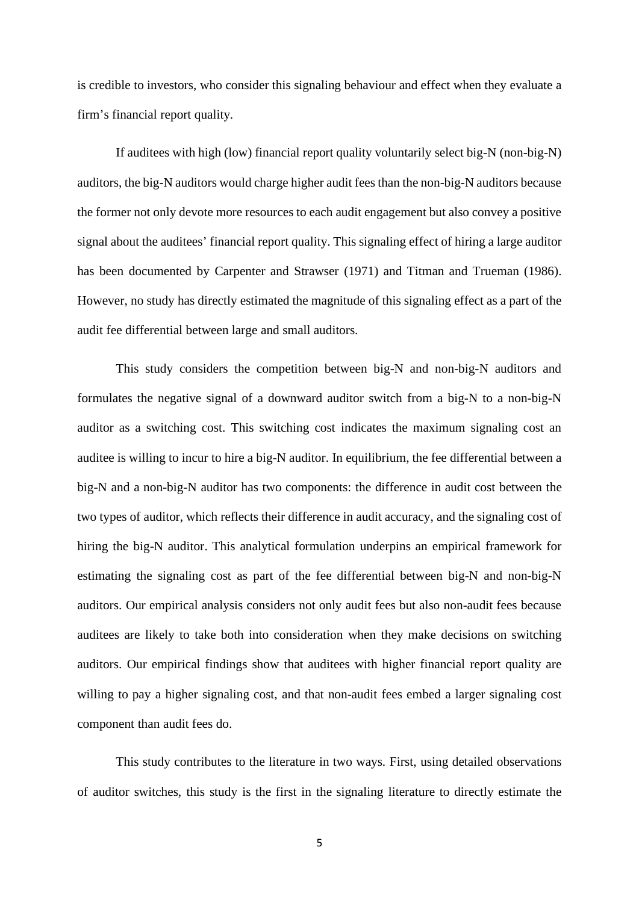is credible to investors, who consider this signaling behaviour and effect when they evaluate a firm's financial report quality.

If auditees with high (low) financial report quality voluntarily select big-N (non-big-N) auditors, the big-N auditors would charge higher audit fees than the non-big-N auditors because the former not only devote more resources to each audit engagement but also convey a positive signal about the auditees' financial report quality. This signaling effect of hiring a large auditor has been documented by Carpenter and Strawser (1971) and Titman and Trueman (1986). However, no study has directly estimated the magnitude of this signaling effect as a part of the audit fee differential between large and small auditors.

This study considers the competition between big-N and non-big-N auditors and formulates the negative signal of a downward auditor switch from a big-N to a non-big-N auditor as a switching cost. This switching cost indicates the maximum signaling cost an auditee is willing to incur to hire a big-N auditor. In equilibrium, the fee differential between a big-N and a non-big-N auditor has two components: the difference in audit cost between the two types of auditor, which reflects their difference in audit accuracy, and the signaling cost of hiring the big-N auditor. This analytical formulation underpins an empirical framework for estimating the signaling cost as part of the fee differential between big-N and non-big-N auditors. Our empirical analysis considers not only audit fees but also non-audit fees because auditees are likely to take both into consideration when they make decisions on switching auditors. Our empirical findings show that auditees with higher financial report quality are willing to pay a higher signaling cost, and that non-audit fees embed a larger signaling cost component than audit fees do.

This study contributes to the literature in two ways. First, using detailed observations of auditor switches, this study is the first in the signaling literature to directly estimate the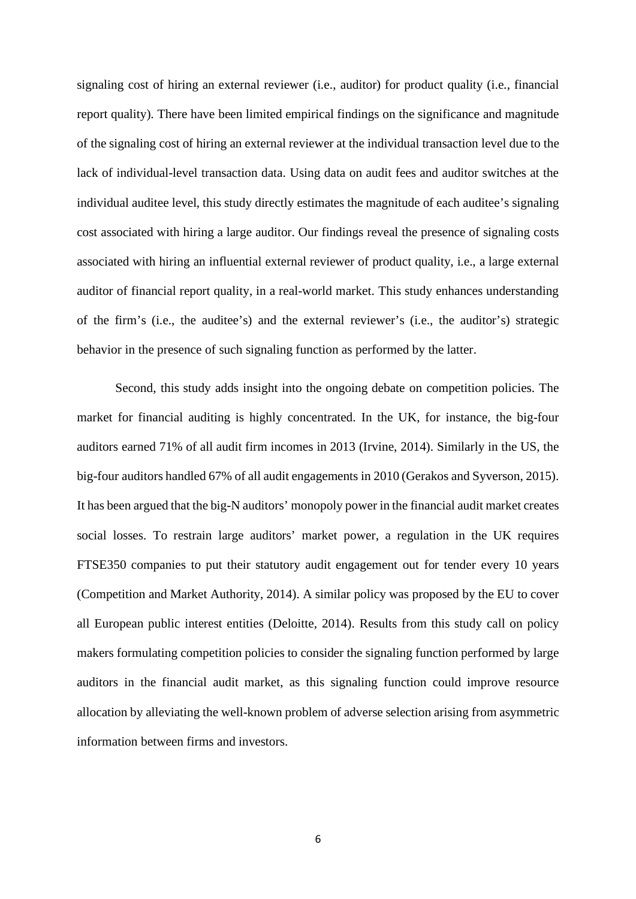signaling cost of hiring an external reviewer (i.e., auditor) for product quality (i.e., financial report quality). There have been limited empirical findings on the significance and magnitude of the signaling cost of hiring an external reviewer at the individual transaction level due to the lack of individual-level transaction data. Using data on audit fees and auditor switches at the individual auditee level, this study directly estimates the magnitude of each auditee's signaling cost associated with hiring a large auditor. Our findings reveal the presence of signaling costs associated with hiring an influential external reviewer of product quality, i.e., a large external auditor of financial report quality, in a real-world market. This study enhances understanding of the firm's (i.e., the auditee's) and the external reviewer's (i.e., the auditor's) strategic behavior in the presence of such signaling function as performed by the latter.

Second, this study adds insight into the ongoing debate on competition policies. The market for financial auditing is highly concentrated. In the UK, for instance, the big-four auditors earned 71% of all audit firm incomes in 2013 (Irvine, 2014). Similarly in the US, the big-four auditors handled 67% of all audit engagements in 2010 (Gerakos and Syverson, 2015). It has been argued that the big-N auditors' monopoly power in the financial audit market creates social losses. To restrain large auditors' market power, a regulation in the UK requires FTSE350 companies to put their statutory audit engagement out for tender every 10 years (Competition and Market Authority, 2014). A similar policy was proposed by the EU to cover all European public interest entities (Deloitte, 2014). Results from this study call on policy makers formulating competition policies to consider the signaling function performed by large auditors in the financial audit market, as this signaling function could improve resource allocation by alleviating the well-known problem of adverse selection arising from asymmetric information between firms and investors.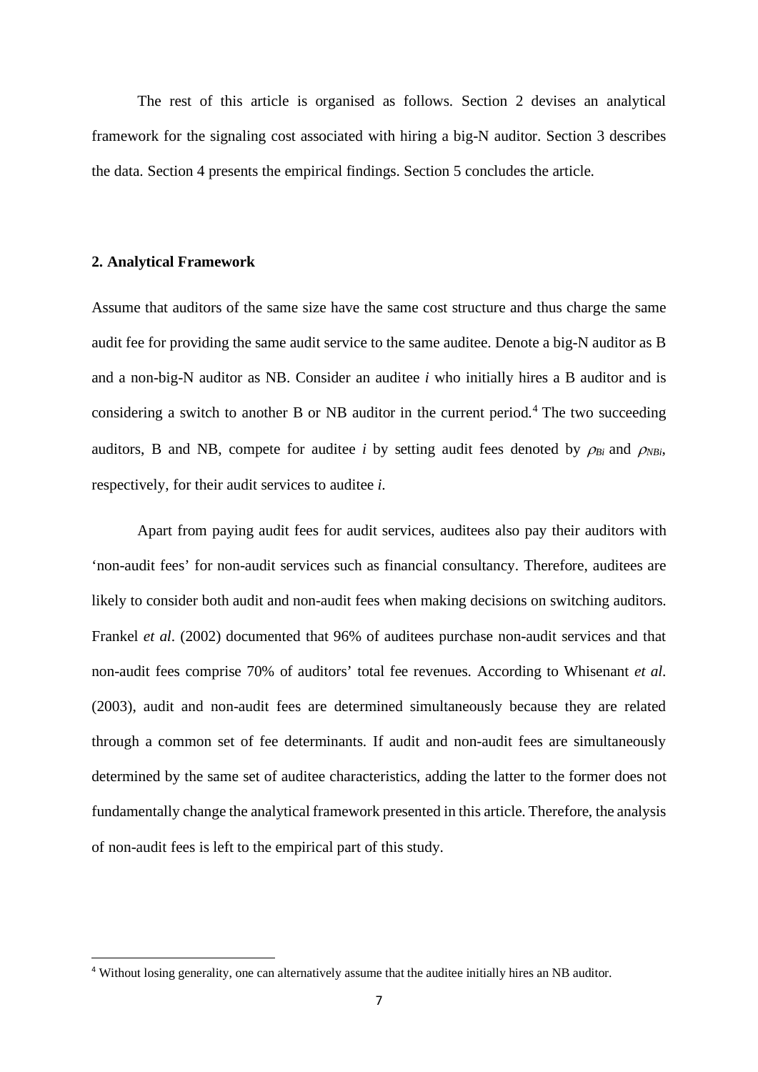The rest of this article is organised as follows. Section 2 devises an analytical framework for the signaling cost associated with hiring a big-N auditor. Section 3 describes the data. Section 4 presents the empirical findings. Section 5 concludes the article.

## 2. Analytical Framework

Assume that auditors of the same size have the same cost structure and thus charge the same audit fee for providing the same audit service to the same auditee. Denote a big-N auditor as B and a non-big-N auditor as NB. Consider an auditee $i$ who initially hires a B auditor and is considering a switch to another B or NB auditor in the current period.[4] The two succeeding auditors, B and NB, compete for auditee $i$ by setting audit fees denoted by $\rho_{Bi}$ and $\rho_{NBi}$, respectively, for their audit services to auditee $i$.

Apart from paying audit fees for audit services, auditees also pay their auditors with 'non-audit fees' for non-audit services such as financial consultancy. Therefore, auditees are likely to consider both audit and non-audit fees when making decisions on switching auditors. Frankel *et al*. (2002) documented that 96% of auditees purchase non-audit services and that non-audit fees comprise 70% of auditors' total fee revenues. According to Whisenant *et al*. (2003), audit and non-audit fees are determined simultaneously because they are related through a common set of fee determinants. If audit and non-audit fees are simultaneously determined by the same set of auditee characteristics, adding the latter to the former does not fundamentally change the analytical framework presented in this article. Therefore, the analysis of non-audit fees is left to the empirical part of this study.

[4] Without losing generality, one can alternatively assume that the auditee initially hires an NB auditor.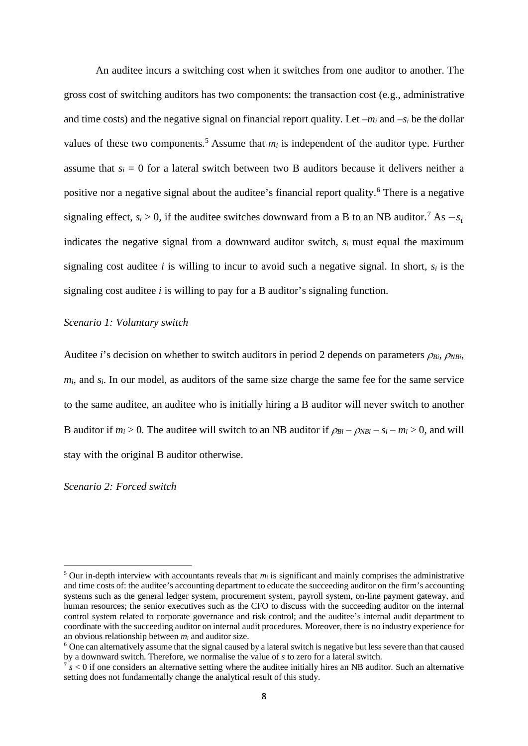An auditee incurs a switching cost when it switches from one auditor to another. The gross cost of switching auditors has two components: the transaction cost (e.g., administrative and time costs) and the negative signal on financial report quality. Let $-m_i$ and $-s_i$ be the dollar values of these two components.[5] Assume that $m_i$ is independent of the auditor type. Further assume that $s_i = 0$ for a lateral switch between two B auditors because it delivers neither a positive nor a negative signal about the auditee's financial report quality.[6] There is a negative signaling effect, $s_i > 0$, if the auditee switches downward from a B to an NB auditor.[7] As $-s_i$ indicates the negative signal from a downward auditor switch, $s_i$ must equal the maximum signaling cost auditee $i$ is willing to incur to avoid such a negative signal. In short, $s_i$ is the signaling cost auditee $i$ is willing to pay for a B auditor's signaling function.

*Scenario 1: Voluntary switch*

Auditee $i$'s decision on whether to switch auditors in period 2 depends on parameters $\rho_{Bi}$, $\rho_{NBi}$, $m_i$, and $s_i$. In our model, as auditors of the same size charge the same fee for the same service to the same auditee, an auditee who is initially hiring a B auditor will never switch to another B auditor if $m_i > 0$. The auditee will switch to an NB auditor if $\rho_{Bi} - \rho_{NBi} - s_i - m_i > 0$, and will stay with the original B auditor otherwise.

*Scenario 2: Forced switch*

[5] Our in-depth interview with accountants reveals that $m_i$ is significant and mainly comprises the administrative and time costs of: the auditee's accounting department to educate the succeeding auditor on the firm's accounting systems such as the general ledger system, procurement system, payroll system, on-line payment gateway, and human resources; the senior executives such as the CFO to discuss with the succeeding auditor on the internal control system related to corporate governance and risk control; and the auditee's internal audit department to coordinate with the succeeding auditor on internal audit procedures. Moreover, there is no industry experience for an obvious relationship between $m_i$ and auditor size.

[6] One can alternatively assume that the signal caused by a lateral switch is negative but less severe than that caused by a downward switch. Therefore, we normalise the value of $s$ to zero for a lateral switch.

[7] $s < 0$ if one considers an alternative setting where the auditee initially hires an NB auditor. Such an alternative setting does not fundamentally change the analytical result of this study.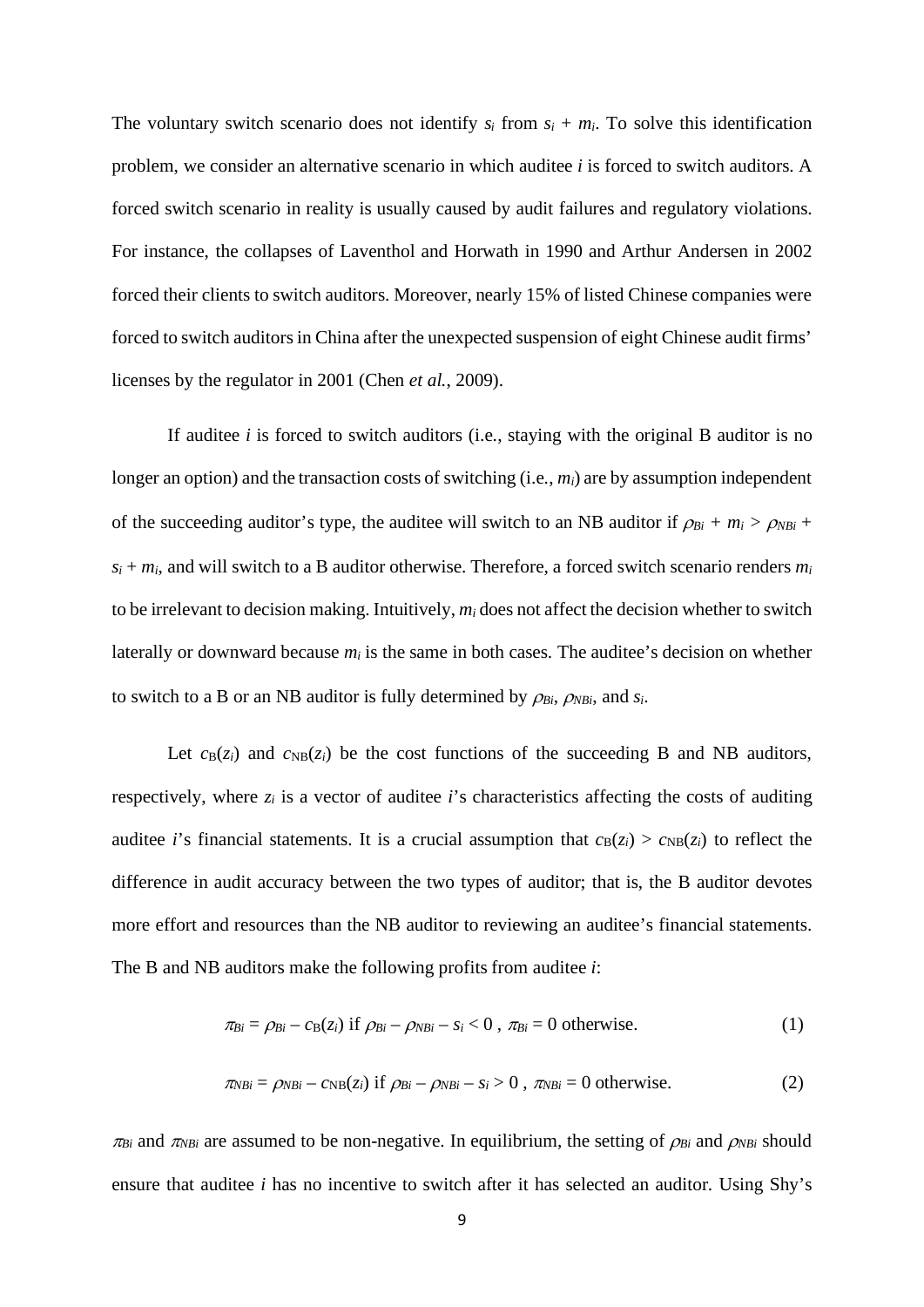The voluntary switch scenario does not identify $s_i$ from $s_i + m_i$. To solve this identification problem, we consider an alternative scenario in which auditee *i* is forced to switch auditors. A forced switch scenario in reality is usually caused by audit failures and regulatory violations. For instance, the collapses of Laventhol and Horwath in 1990 and Arthur Andersen in 2002 forced their clients to switch auditors. Moreover, nearly 15% of listed Chinese companies were forced to switch auditors in China after the unexpected suspension of eight Chinese audit firms' licenses by the regulator in 2001 (Chen *et al.*, 2009).

If auditee *i* is forced to switch auditors (i.e., staying with the original B auditor is no longer an option) and the transaction costs of switching (i.e., $m_i$) are by assumption independent of the succeeding auditor's type, the auditee will switch to an NB auditor if $\rho_{Bi} + m_i > \rho_{NBi} + s_i + m_i$, and will switch to a B auditor otherwise. Therefore, a forced switch scenario renders $m_i$ to be irrelevant to decision making. Intuitively, $m_i$ does not affect the decision whether to switch laterally or downward because $m_i$ is the same in both cases. The auditee's decision on whether to switch to a B or an NB auditor is fully determined by $\rho_{Bi}$, $\rho_{NBi}$, and $s_i$.

Let $c_B(z_i)$ and $c_{NB}(z_i)$ be the cost functions of the succeeding B and NB auditors, respectively, where $z_i$ is a vector of auditee *i*'s characteristics affecting the costs of auditing auditee *i*'s financial statements. It is a crucial assumption that $c_B(z_i) > c_{NB}(z_i)$ to reflect the difference in audit accuracy between the two types of auditor; that is, the B auditor devotes more effort and resources than the NB auditor to reviewing an auditee's financial statements. The B and NB auditors make the following profits from auditee *i*:

$$\pi_{Bi} = \rho_{Bi} - c_B(z_i) \text{ if } \rho_{Bi} - \rho_{NBi} - s_i < 0\text{ , } \pi_{Bi} = 0 \text{ otherwise.} \tag{1}$$

$$\pi_{NBi} = \rho_{NBi} - c_{NB}(z_i) \text{ if } \rho_{Bi} - \rho_{NBi} - s_i > 0\text{ , } \pi_{NBi} = 0 \text{ otherwise.} \tag{2}$$

$\pi_{Bi}$ and $\pi_{NBi}$ are assumed to be non-negative. In equilibrium, the setting of $\rho_{Bi}$ and $\rho_{NBi}$ should ensure that auditee *i* has no incentive to switch after it has selected an auditor. Using Shy's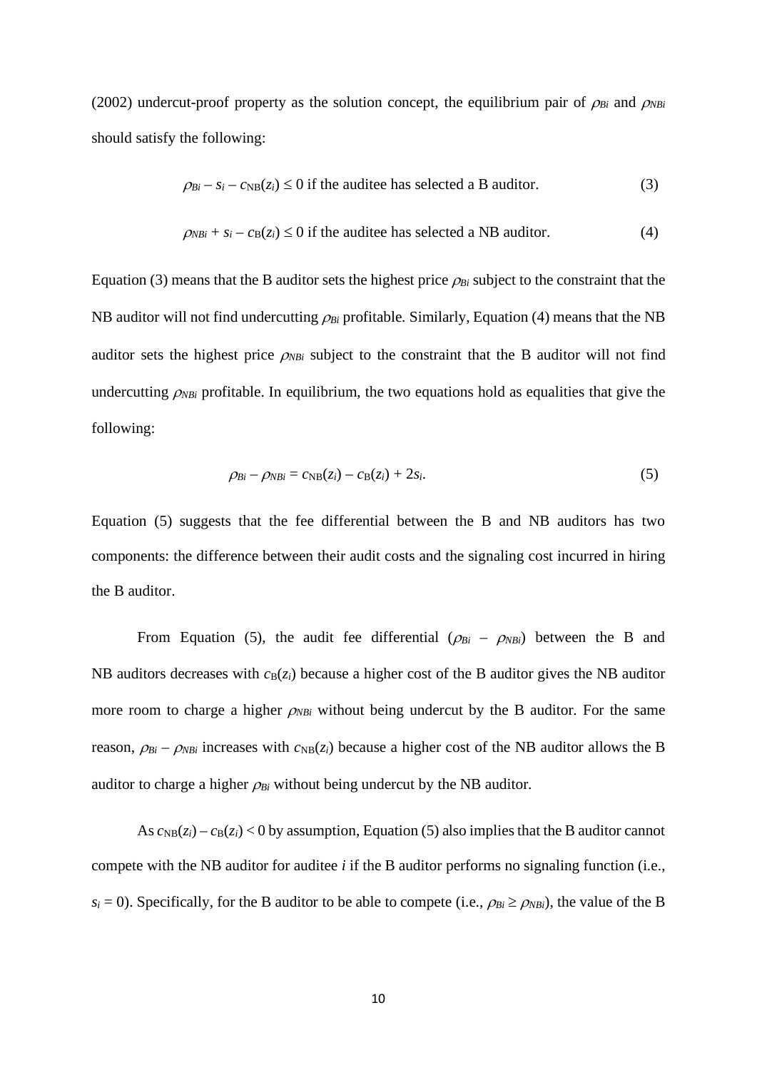(2002) undercut-proof property as the solution concept, the equilibrium pair of $\rho_{Bi}$ and $\rho_{NBi}$ should satisfy the following:

$$\rho_{Bi} - s_i - c_{\text{NB}}(z_i) \leq 0 \text{ if the auditee has selected a B auditor.} \tag{3}$$

$$\rho_{NBi} + s_i - c_{\text{B}}(z_i) \leq 0 \text{ if the auditee has selected a NB auditor.} \tag{4}$$

Equation (3) means that the B auditor sets the highest price $\rho_{Bi}$ subject to the constraint that the NB auditor will not find undercutting $\rho_{Bi}$ profitable. Similarly, Equation (4) means that the NB auditor sets the highest price $\rho_{NBi}$ subject to the constraint that the B auditor will not find undercutting $\rho_{NBi}$ profitable. In equilibrium, the two equations hold as equalities that give the following:

$$\rho_{Bi} - \rho_{NBi} = c_{\text{NB}}(z_i) - c_{\text{B}}(z_i) + 2s_i. \tag{5}$$

Equation (5) suggests that the fee differential between the B and NB auditors has two components: the difference between their audit costs and the signaling cost incurred in hiring the B auditor.

From Equation (5), the audit fee differential ($\rho_{Bi} - \rho_{NBi}$) between the B and NB auditors decreases with $c_{\text{B}}(z_i)$ because a higher cost of the B auditor gives the NB auditor more room to charge a higher $\rho_{NBi}$ without being undercut by the B auditor. For the same reason, $\rho_{Bi} - \rho_{NBi}$ increases with $c_{\text{NB}}(z_i)$ because a higher cost of the NB auditor allows the B auditor to charge a higher $\rho_{Bi}$ without being undercut by the NB auditor.

As $c_{\text{NB}}(z_i) - c_{\text{B}}(z_i) < 0$ by assumption, Equation (5) also implies that the B auditor cannot compete with the NB auditor for auditee $i$ if the B auditor performs no signaling function (i.e., $s_i = 0$). Specifically, for the B auditor to be able to compete (i.e., $\rho_{Bi} \geq \rho_{NBi}$), the value of the B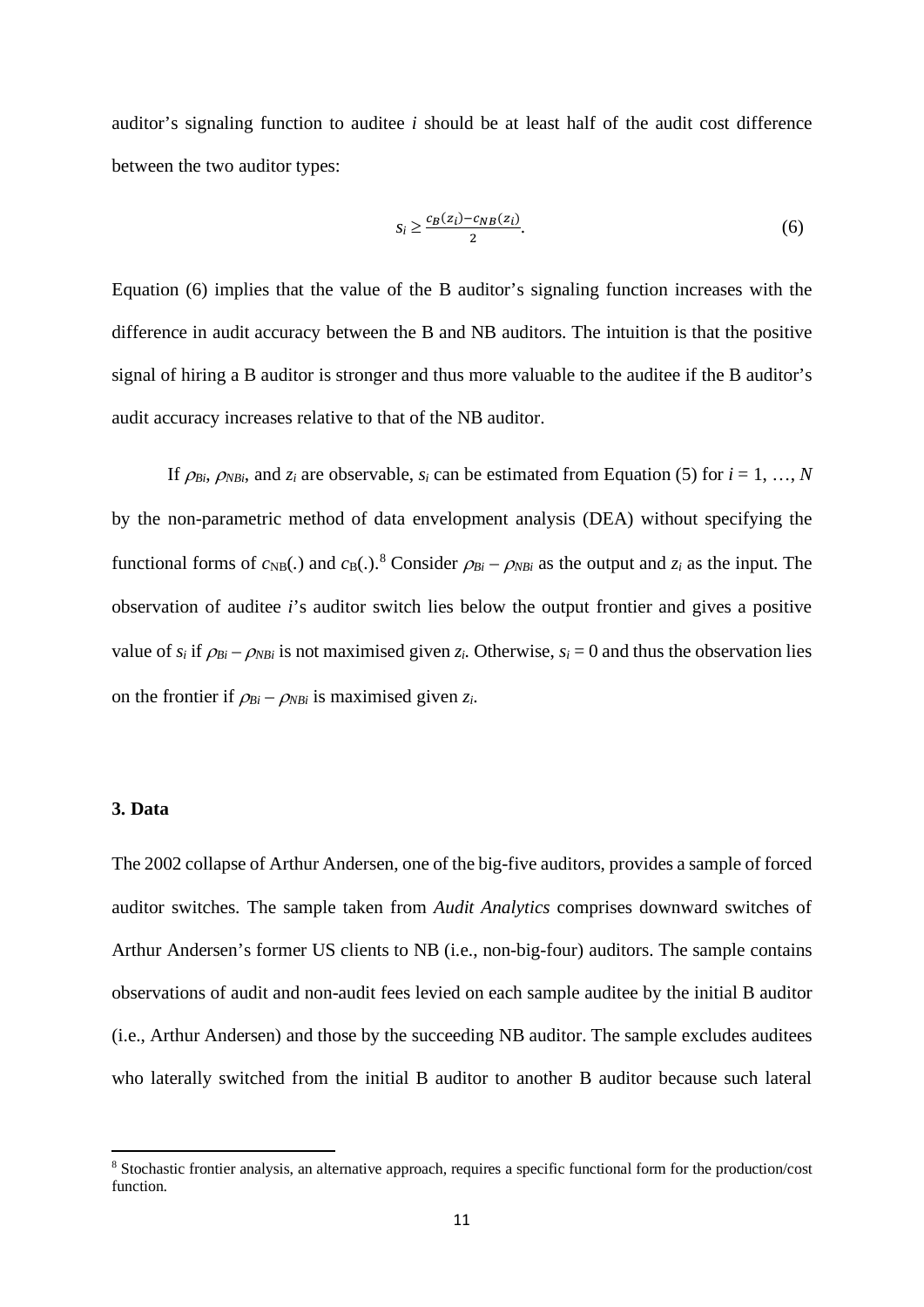auditor's signaling function to auditee *i* should be at least half of the audit cost difference between the two auditor types:

$$s_i \geq \frac{c_B(z_i) - c_{NB}(z_i)}{2}. \tag{6}$$

Equation (6) implies that the value of the B auditor's signaling function increases with the difference in audit accuracy between the B and NB auditors. The intuition is that the positive signal of hiring a B auditor is stronger and thus more valuable to the auditee if the B auditor's audit accuracy increases relative to that of the NB auditor.

If $\rho_{Bi}$, $\rho_{NBi}$, and $z_i$ are observable, $s_i$ can be estimated from Equation (5) for $i = 1, \ldots, N$ by the non-parametric method of data envelopment analysis (DEA) without specifying the functional forms of $c_{NB}(.)$ and $c_B(.)$.[8] Consider $\rho_{Bi} - \rho_{NBi}$ as the output and $z_i$ as the input. The observation of auditee *i*'s auditor switch lies below the output frontier and gives a positive value of $s_i$ if $\rho_{Bi} - \rho_{NBi}$ is not maximised given $z_i$. Otherwise, $s_i = 0$ and thus the observation lies on the frontier if $\rho_{Bi} - \rho_{NBi}$ is maximised given $z_i$.

## 3. Data

The 2002 collapse of Arthur Andersen, one of the big-five auditors, provides a sample of forced auditor switches. The sample taken from *Audit Analytics* comprises downward switches of Arthur Andersen's former US clients to NB (i.e., non-big-four) auditors. The sample contains observations of audit and non-audit fees levied on each sample auditee by the initial B auditor (i.e., Arthur Andersen) and those by the succeeding NB auditor. The sample excludes auditees who laterally switched from the initial B auditor to another B auditor because such lateral

[8] Stochastic frontier analysis, an alternative approach, requires a specific functional form for the production/cost function.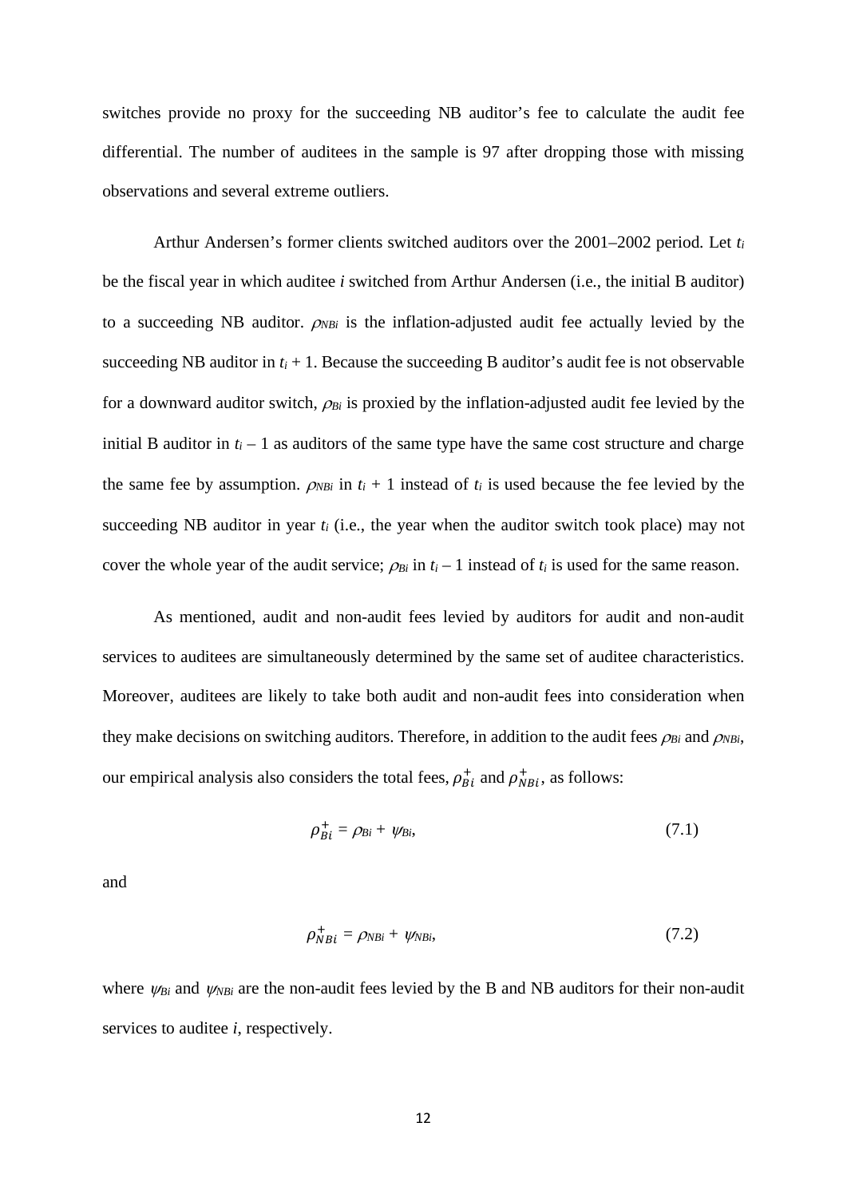switches provide no proxy for the succeeding NB auditor's fee to calculate the audit fee differential. The number of auditees in the sample is 97 after dropping those with missing observations and several extreme outliers.

Arthur Andersen's former clients switched auditors over the 2001–2002 period. Let $t_i$ be the fiscal year in which auditee *i* switched from Arthur Andersen (i.e., the initial B auditor) to a succeeding NB auditor. $\rho_{NBi}$ is the inflation-adjusted audit fee actually levied by the succeeding NB auditor in $t_i + 1$. Because the succeeding B auditor's audit fee is not observable for a downward auditor switch, $\rho_{Bi}$ is proxied by the inflation-adjusted audit fee levied by the initial B auditor in $t_i - 1$ as auditors of the same type have the same cost structure and charge the same fee by assumption. $\rho_{NBi}$ in $t_i + 1$ instead of $t_i$ is used because the fee levied by the succeeding NB auditor in year $t_i$ (i.e., the year when the auditor switch took place) may not cover the whole year of the audit service; $\rho_{Bi}$ in $t_i - 1$ instead of $t_i$ is used for the same reason.

As mentioned, audit and non-audit fees levied by auditors for audit and non-audit services to auditees are simultaneously determined by the same set of auditee characteristics. Moreover, auditees are likely to take both audit and non-audit fees into consideration when they make decisions on switching auditors. Therefore, in addition to the audit fees $\rho_{Bi}$ and $\rho_{NBi}$, our empirical analysis also considers the total fees, $\rho_{Bi}^{+}$ and $\rho_{NBi}^{+}$, as follows:

$$\rho_{Bi}^{+} = \rho_{Bi} + \psi_{Bi}, \tag{7.1}$$

and

$$\rho_{NBi}^{+} = \rho_{NBi} + \psi_{NBi}, \tag{7.2}$$

where $\psi_{Bi}$ and $\psi_{NBi}$ are the non-audit fees levied by the B and NB auditors for their non-audit services to auditee *i*, respectively.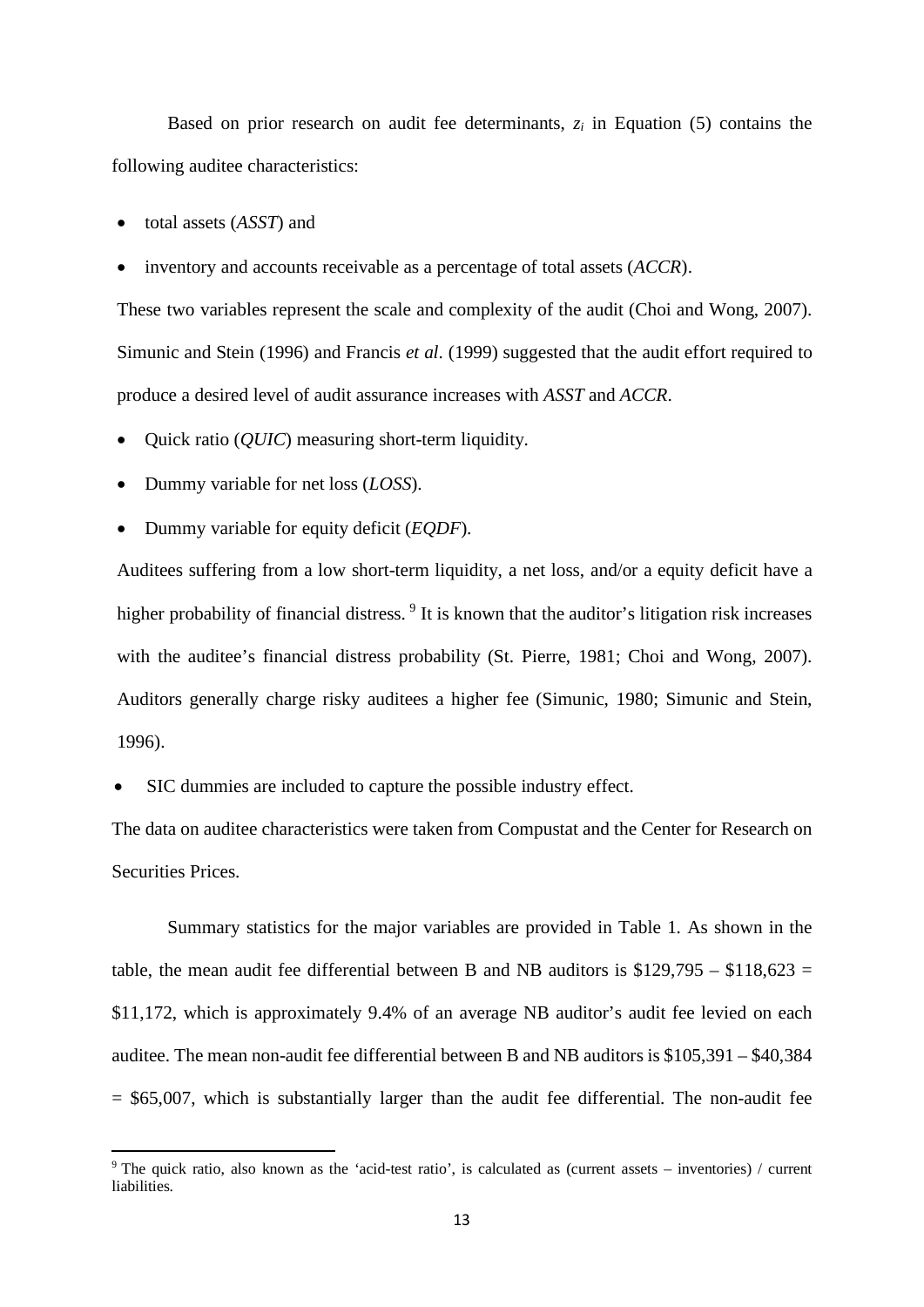Based on prior research on audit fee determinants, $z_i$ in Equation (5) contains the following auditee characteristics:

- total assets (*ASST*) and
- inventory and accounts receivable as a percentage of total assets (*ACCR*).

These two variables represent the scale and complexity of the audit (Choi and Wong, 2007). Simunic and Stein (1996) and Francis *et al*. (1999) suggested that the audit effort required to produce a desired level of audit assurance increases with *ASST* and *ACCR*.

- Quick ratio (*QUIC*) measuring short-term liquidity.
- Dummy variable for net loss (*LOSS*).
- Dummy variable for equity deficit (*EQDF*).

Auditees suffering from a low short-term liquidity, a net loss, and/or a equity deficit have a higher probability of financial distress. [9] It is known that the auditor's litigation risk increases with the auditee's financial distress probability (St. Pierre, 1981; Choi and Wong, 2007). Auditors generally charge risky auditees a higher fee (Simunic, 1980; Simunic and Stein, 1996).

- SIC dummies are included to capture the possible industry effect.

The data on auditee characteristics were taken from Compustat and the Center for Research on Securities Prices.

Summary statistics for the major variables are provided in Table 1. As shown in the table, the mean audit fee differential between B and NB auditors is \$129,795 – \$118,623 = \$11,172, which is approximately 9.4% of an average NB auditor's audit fee levied on each auditee. The mean non-audit fee differential between B and NB auditors is \$105,391 – \$40,384 = \$65,007, which is substantially larger than the audit fee differential. The non-audit fee

[9] The quick ratio, also known as the 'acid-test ratio', is calculated as (current assets – inventories) / current liabilities.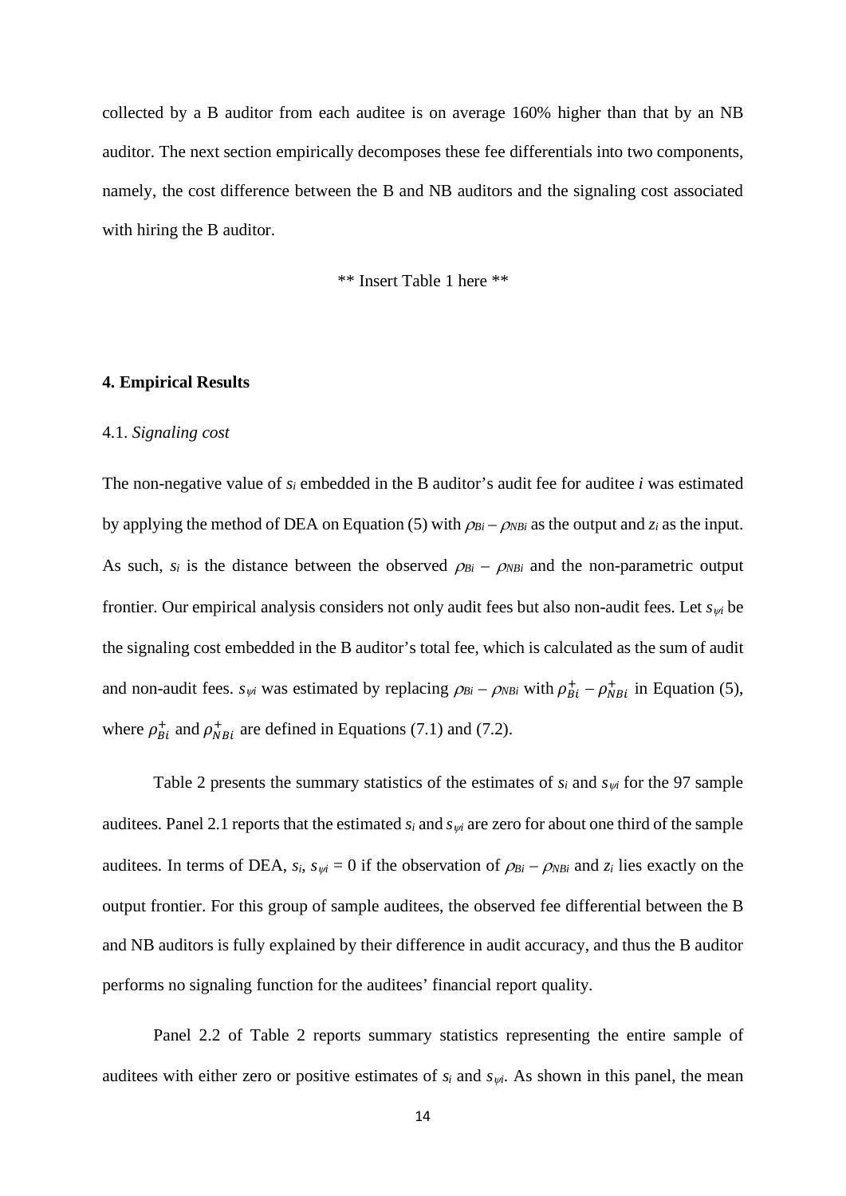collected by a B auditor from each auditee is on average 160% higher than that by an NB auditor. The next section empirically decomposes these fee differentials into two components, namely, the cost difference between the B and NB auditors and the signaling cost associated with hiring the B auditor.

** Insert Table 1 here **

## 4. Empirical Results

### 4.1. *Signaling cost*

The non-negative value of $s_i$ embedded in the B auditor's audit fee for auditee $i$ was estimated by applying the method of DEA on Equation (5) with $\rho_{Bi} - \rho_{NBi}$ as the output and $z_i$ as the input. As such, $s_i$ is the distance between the observed $\rho_{Bi} - \rho_{NBi}$ and the non-parametric output frontier. Our empirical analysis considers not only audit fees but also non-audit fees. Let $s_{\psi i}$ be the signaling cost embedded in the B auditor's total fee, which is calculated as the sum of audit and non-audit fees. $s_{\psi i}$ was estimated by replacing $\rho_{Bi} - \rho_{NBi}$ with $\rho_{Bi}^{+} - \rho_{NBi}^{+}$ in Equation (5), where $\rho_{Bi}^{+}$ and $\rho_{NBi}^{+}$ are defined in Equations (7.1) and (7.2).

Table 2 presents the summary statistics of the estimates of $s_i$ and $s_{\psi i}$ for the 97 sample auditees. Panel 2.1 reports that the estimated $s_i$ and $s_{\psi i}$ are zero for about one third of the sample auditees. In terms of DEA, $s_i$, $s_{\psi i} = 0$ if the observation of $\rho_{Bi} - \rho_{NBi}$ and $z_i$ lies exactly on the output frontier. For this group of sample auditees, the observed fee differential between the B and NB auditors is fully explained by their difference in audit accuracy, and thus the B auditor performs no signaling function for the auditees' financial report quality.

Panel 2.2 of Table 2 reports summary statistics representing the entire sample of auditees with either zero or positive estimates of $s_i$ and $s_{\psi i}$. As shown in this panel, the mean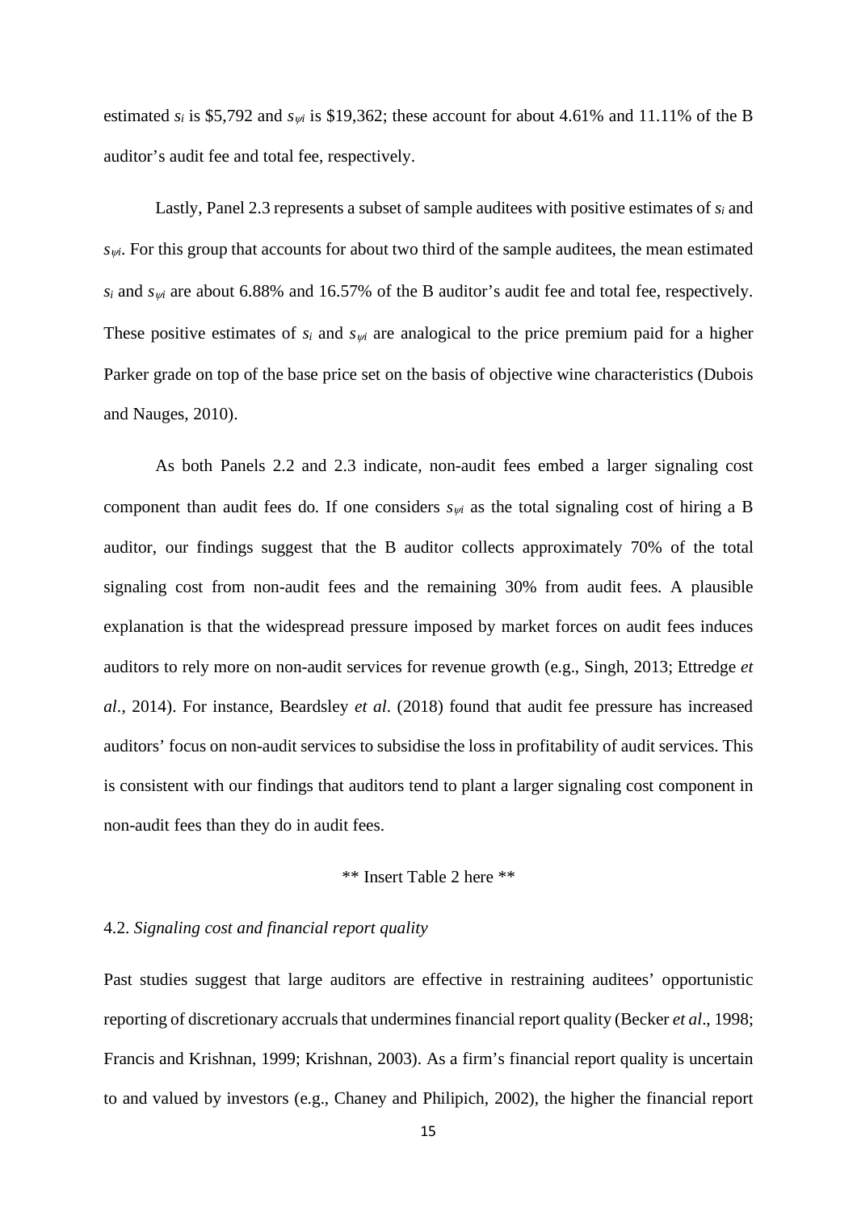estimated $s_i$ is \$5,792 and $s_{\psi i}$ is \$19,362; these account for about 4.61% and 11.11% of the B auditor's audit fee and total fee, respectively.

Lastly, Panel 2.3 represents a subset of sample auditees with positive estimates of $s_i$ and $s_{\psi i}$. For this group that accounts for about two third of the sample auditees, the mean estimated $s_i$ and $s_{\psi i}$ are about 6.88% and 16.57% of the B auditor's audit fee and total fee, respectively. These positive estimates of $s_i$ and $s_{\psi i}$ are analogical to the price premium paid for a higher Parker grade on top of the base price set on the basis of objective wine characteristics (Dubois and Nauges, 2010).

As both Panels 2.2 and 2.3 indicate, non-audit fees embed a larger signaling cost component than audit fees do. If one considers $s_{\psi i}$ as the total signaling cost of hiring a B auditor, our findings suggest that the B auditor collects approximately 70% of the total signaling cost from non-audit fees and the remaining 30% from audit fees. A plausible explanation is that the widespread pressure imposed by market forces on audit fees induces auditors to rely more on non-audit services for revenue growth (e.g., Singh, 2013; Ettredge *et al*., 2014). For instance, Beardsley *et al*. (2018) found that audit fee pressure has increased auditors' focus on non-audit services to subsidise the loss in profitability of audit services. This is consistent with our findings that auditors tend to plant a larger signaling cost component in non-audit fees than they do in audit fees.

** Insert Table 2 here **

### 4.2. *Signaling cost and financial report quality*

Past studies suggest that large auditors are effective in restraining auditees' opportunistic reporting of discretionary accruals that undermines financial report quality (Becker *et al*., 1998; Francis and Krishnan, 1999; Krishnan, 2003). As a firm's financial report quality is uncertain to and valued by investors (e.g., Chaney and Philipich, 2002), the higher the financial report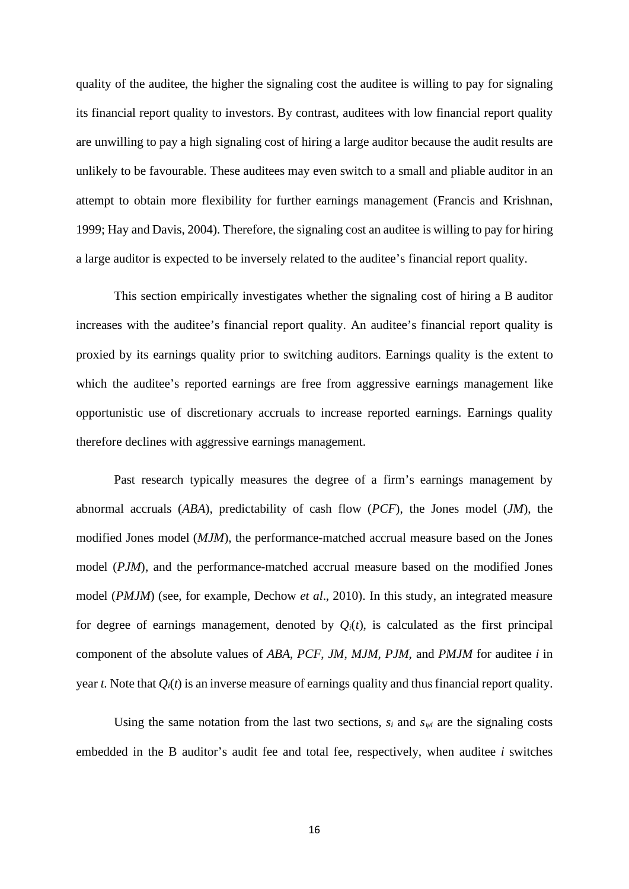quality of the auditee, the higher the signaling cost the auditee is willing to pay for signaling its financial report quality to investors. By contrast, auditees with low financial report quality are unwilling to pay a high signaling cost of hiring a large auditor because the audit results are unlikely to be favourable. These auditees may even switch to a small and pliable auditor in an attempt to obtain more flexibility for further earnings management (Francis and Krishnan, 1999; Hay and Davis, 2004). Therefore, the signaling cost an auditee is willing to pay for hiring a large auditor is expected to be inversely related to the auditee's financial report quality.

This section empirically investigates whether the signaling cost of hiring a B auditor increases with the auditee's financial report quality. An auditee's financial report quality is proxied by its earnings quality prior to switching auditors. Earnings quality is the extent to which the auditee's reported earnings are free from aggressive earnings management like opportunistic use of discretionary accruals to increase reported earnings. Earnings quality therefore declines with aggressive earnings management.

Past research typically measures the degree of a firm's earnings management by abnormal accruals (*ABA*), predictability of cash flow (*PCF*), the Jones model (*JM*), the modified Jones model (*MJM*), the performance-matched accrual measure based on the Jones model (*PJM*), and the performance-matched accrual measure based on the modified Jones model (*PMJM*) (see, for example, Dechow *et al*., 2010). In this study, an integrated measure for degree of earnings management, denoted by $Q_i(t)$, is calculated as the first principal component of the absolute values of *ABA*, *PCF*, *JM*, *MJM*, *PJM*, and *PMJM* for auditee *i* in year *t*. Note that $Q_i(t)$ is an inverse measure of earnings quality and thus financial report quality.

Using the same notation from the last two sections, $s_i$ and $s_{\psi i}$ are the signaling costs embedded in the B auditor's audit fee and total fee, respectively, when auditee *i* switches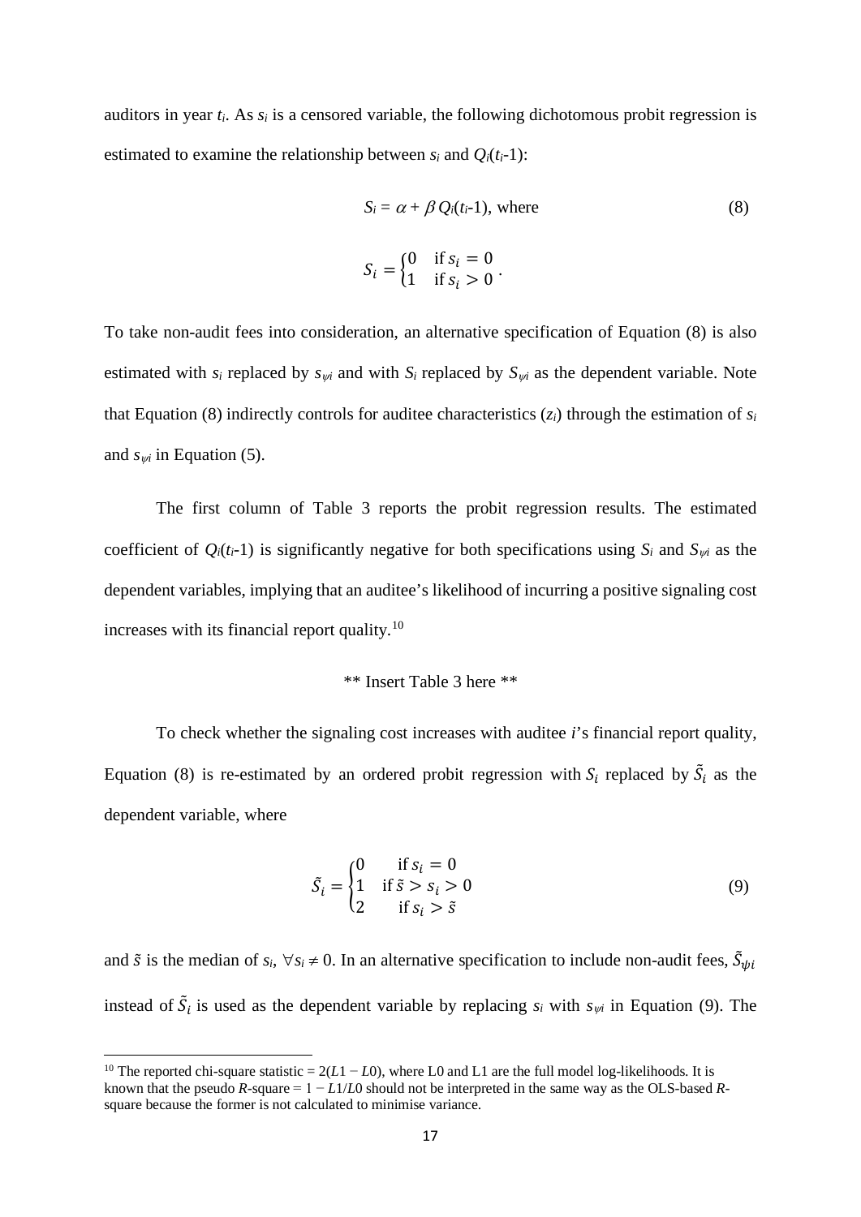auditors in year $t_i$. As $s_i$ is a censored variable, the following dichotomous probit regression is estimated to examine the relationship between $s_i$ and $Q_i(t_i\text{-}1)$:

$$S_i = \alpha + \beta\, Q_i(t_i\text{-}1), \text{ where} \tag{8}$$

$$S_i = \begin{cases} 0 & \text{if } s_i = 0 \\ 1 & \text{if } s_i > 0 \end{cases}.$$

To take non-audit fees into consideration, an alternative specification of Equation (8) is also estimated with $s_i$ replaced by $s_{\psi i}$ and with $S_i$ replaced by $S_{\psi i}$ as the dependent variable. Note that Equation (8) indirectly controls for auditee characteristics ($z_i$) through the estimation of $s_i$ and $s_{\psi i}$ in Equation (5).

The first column of Table 3 reports the probit regression results. The estimated coefficient of $Q_i(t_i\text{-}1)$ is significantly negative for both specifications using $S_i$ and $S_{\psi i}$ as the dependent variables, implying that an auditee's likelihood of incurring a positive signaling cost increases with its financial report quality.[10]

** Insert Table 3 here **

To check whether the signaling cost increases with auditee $i$'s financial report quality, Equation (8) is re-estimated by an ordered probit regression with $S_i$ replaced by $\tilde{S}_i$ as the dependent variable, where

$$\tilde{S}_i = \begin{cases} 0 & \text{if } s_i = 0 \\ 1 & \text{if } \tilde{s} > s_i > 0 \\ 2 & \text{if } s_i > \tilde{s} \end{cases} \tag{9}$$

and $\tilde{s}$ is the median of $s_i$, $\forall s_i \neq 0$. In an alternative specification to include non-audit fees, $\tilde{S}_{\psi i}$ instead of $\tilde{S}_i$ is used as the dependent variable by replacing $s_i$ with $s_{\psi i}$ in Equation (9). The

[10] The reported chi-square statistic = $2(L1 - L0)$, where L0 and L1 are the full model log-likelihoods. It is known that the pseudo $R$-square = $1 - L1/L0$ should not be interpreted in the same way as the OLS-based $R$-square because the former is not calculated to minimise variance.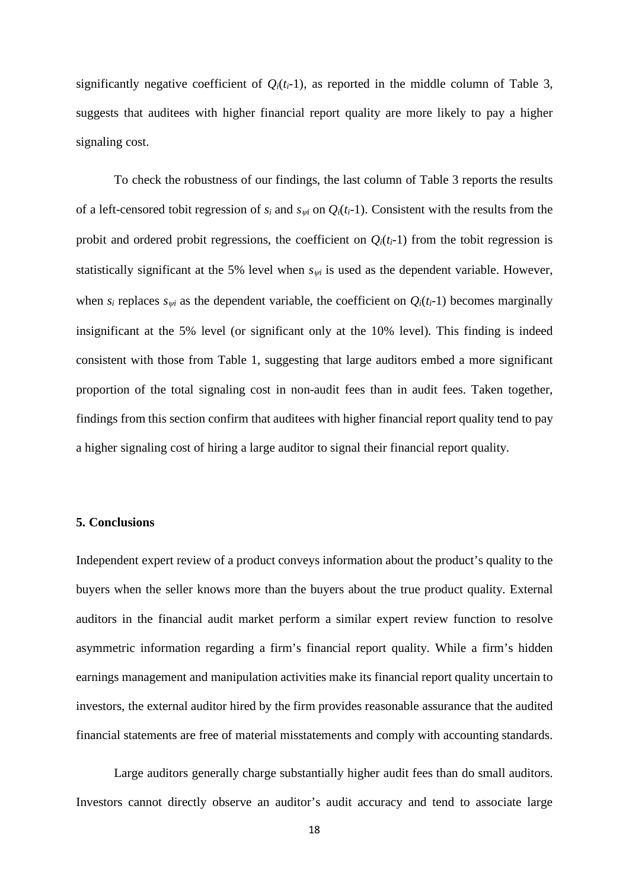significantly negative coefficient of $Q_i(t_i\text{-}1)$, as reported in the middle column of Table 3, suggests that auditees with higher financial report quality are more likely to pay a higher signaling cost.

To check the robustness of our findings, the last column of Table 3 reports the results of a left-censored tobit regression of $s_i$ and $s_{\psi i}$ on $Q_i(t_i\text{-}1)$. Consistent with the results from the probit and ordered probit regressions, the coefficient on $Q_i(t_i\text{-}1)$ from the tobit regression is statistically significant at the 5% level when $s_{\psi i}$ is used as the dependent variable. However, when $s_i$ replaces $s_{\psi i}$ as the dependent variable, the coefficient on $Q_i(t_i\text{-}1)$ becomes marginally insignificant at the 5% level (or significant only at the 10% level). This finding is indeed consistent with those from Table 1, suggesting that large auditors embed a more significant proportion of the total signaling cost in non-audit fees than in audit fees. Taken together, findings from this section confirm that auditees with higher financial report quality tend to pay a higher signaling cost of hiring a large auditor to signal their financial report quality.

## 5. Conclusions

Independent expert review of a product conveys information about the product's quality to the buyers when the seller knows more than the buyers about the true product quality. External auditors in the financial audit market perform a similar expert review function to resolve asymmetric information regarding a firm's financial report quality. While a firm's hidden earnings management and manipulation activities make its financial report quality uncertain to investors, the external auditor hired by the firm provides reasonable assurance that the audited financial statements are free of material misstatements and comply with accounting standards.

Large auditors generally charge substantially higher audit fees than do small auditors. Investors cannot directly observe an auditor's audit accuracy and tend to associate large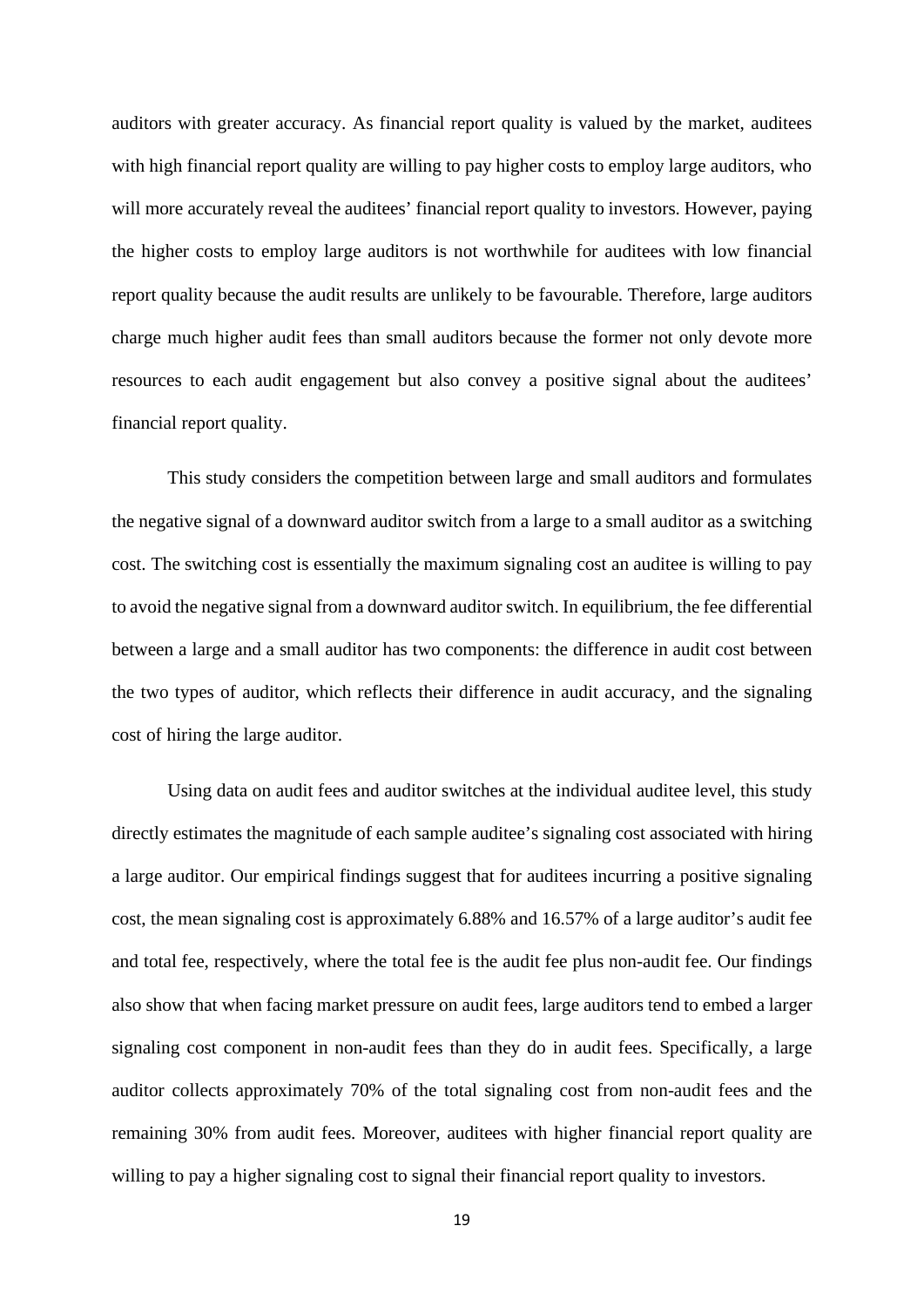auditors with greater accuracy. As financial report quality is valued by the market, auditees with high financial report quality are willing to pay higher costs to employ large auditors, who will more accurately reveal the auditees' financial report quality to investors. However, paying the higher costs to employ large auditors is not worthwhile for auditees with low financial report quality because the audit results are unlikely to be favourable. Therefore, large auditors charge much higher audit fees than small auditors because the former not only devote more resources to each audit engagement but also convey a positive signal about the auditees' financial report quality.

This study considers the competition between large and small auditors and formulates the negative signal of a downward auditor switch from a large to a small auditor as a switching cost. The switching cost is essentially the maximum signaling cost an auditee is willing to pay to avoid the negative signal from a downward auditor switch. In equilibrium, the fee differential between a large and a small auditor has two components: the difference in audit cost between the two types of auditor, which reflects their difference in audit accuracy, and the signaling cost of hiring the large auditor.

Using data on audit fees and auditor switches at the individual auditee level, this study directly estimates the magnitude of each sample auditee's signaling cost associated with hiring a large auditor. Our empirical findings suggest that for auditees incurring a positive signaling cost, the mean signaling cost is approximately 6.88% and 16.57% of a large auditor's audit fee and total fee, respectively, where the total fee is the audit fee plus non-audit fee. Our findings also show that when facing market pressure on audit fees, large auditors tend to embed a larger signaling cost component in non-audit fees than they do in audit fees. Specifically, a large auditor collects approximately 70% of the total signaling cost from non-audit fees and the remaining 30% from audit fees. Moreover, auditees with higher financial report quality are willing to pay a higher signaling cost to signal their financial report quality to investors.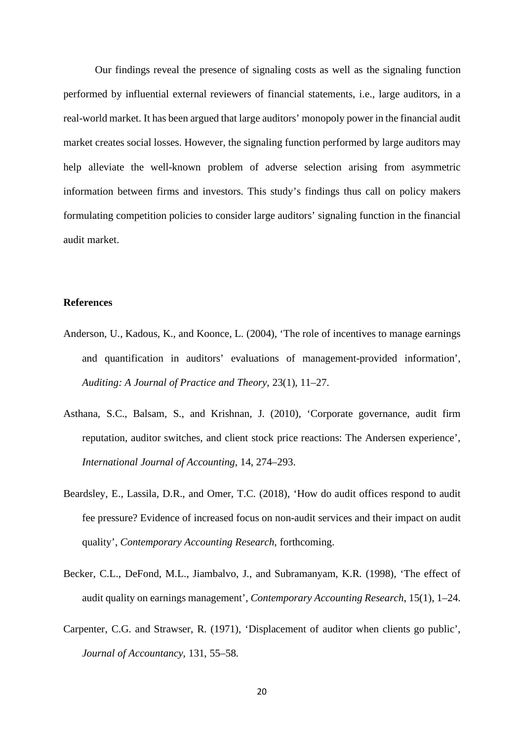Our findings reveal the presence of signaling costs as well as the signaling function performed by influential external reviewers of financial statements, i.e., large auditors, in a real-world market. It has been argued that large auditors' monopoly power in the financial audit market creates social losses. However, the signaling function performed by large auditors may help alleviate the well-known problem of adverse selection arising from asymmetric information between firms and investors. This study's findings thus call on policy makers formulating competition policies to consider large auditors' signaling function in the financial audit market.

## References

Anderson, U., Kadous, K., and Koonce, L. (2004), 'The role of incentives to manage earnings and quantification in auditors' evaluations of management-provided information', *Auditing: A Journal of Practice and Theory*, 23(1), 11–27.

Asthana, S.C., Balsam, S., and Krishnan, J. (2010), 'Corporate governance, audit firm reputation, auditor switches, and client stock price reactions: The Andersen experience', *International Journal of Accounting*, 14, 274–293.

Beardsley, E., Lassila, D.R., and Omer, T.C. (2018), 'How do audit offices respond to audit fee pressure? Evidence of increased focus on non-audit services and their impact on audit quality', *Contemporary Accounting Research*, forthcoming.

Becker, C.L., DeFond, M.L., Jiambalvo, J., and Subramanyam, K.R. (1998), 'The effect of audit quality on earnings management', *Contemporary Accounting Research*, 15(1), 1–24.

Carpenter, C.G. and Strawser, R. (1971), 'Displacement of auditor when clients go public', *Journal of Accountancy*, 131, 55–58.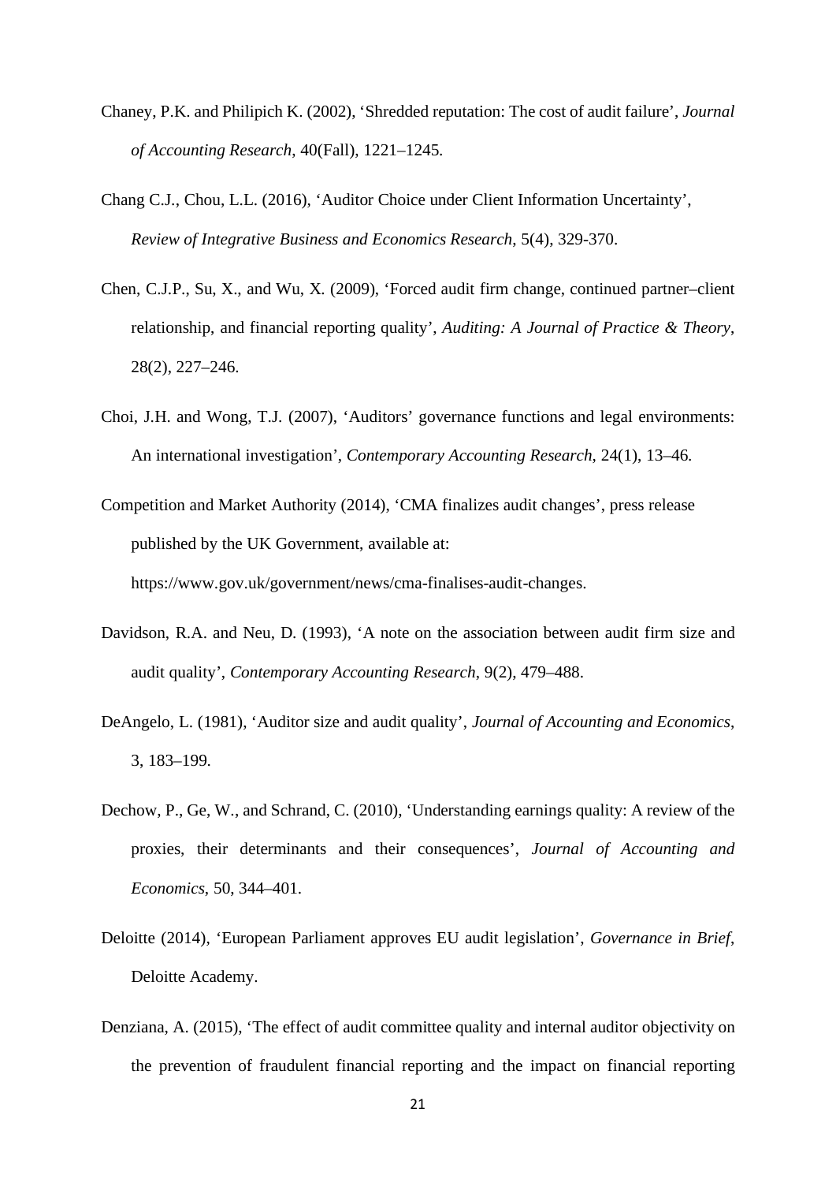Chaney, P.K. and Philipich K. (2002), 'Shredded reputation: The cost of audit failure', *Journal of Accounting Research*, 40(Fall), 1221–1245.

Chang C.J., Chou, L.L. (2016), 'Auditor Choice under Client Information Uncertainty', *Review of Integrative Business and Economics Research*, 5(4), 329-370.

Chen, C.J.P., Su, X., and Wu, X. (2009), 'Forced audit firm change, continued partner–client relationship, and financial reporting quality', *Auditing: A Journal of Practice & Theory*, 28(2), 227–246.

Choi, J.H. and Wong, T.J. (2007), 'Auditors' governance functions and legal environments: An international investigation', *Contemporary Accounting Research*, 24(1), 13–46.

Competition and Market Authority (2014), 'CMA finalizes audit changes', press release published by the UK Government, available at: https://www.gov.uk/government/news/cma-finalises-audit-changes.

Davidson, R.A. and Neu, D. (1993), 'A note on the association between audit firm size and audit quality', *Contemporary Accounting Research*, 9(2), 479–488.

DeAngelo, L. (1981), 'Auditor size and audit quality', *Journal of Accounting and Economics*, 3, 183–199.

Dechow, P., Ge, W., and Schrand, C. (2010), 'Understanding earnings quality: A review of the proxies, their determinants and their consequences', *Journal of Accounting and Economics*, 50, 344–401.

Deloitte (2014), 'European Parliament approves EU audit legislation', *Governance in Brief*, Deloitte Academy.

Denziana, A. (2015), 'The effect of audit committee quality and internal auditor objectivity on the prevention of fraudulent financial reporting and the impact on financial reporting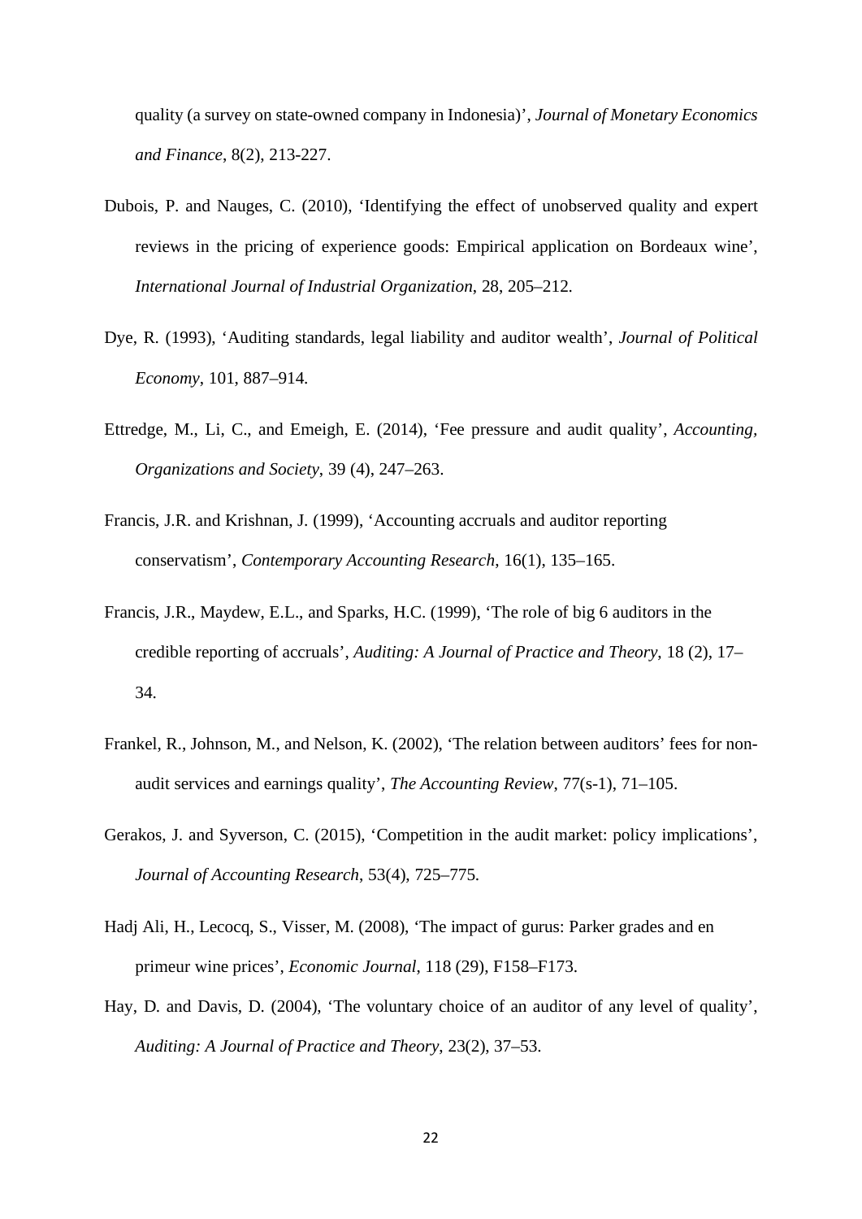quality (a survey on state-owned company in Indonesia)', *Journal of Monetary Economics and Finance*, 8(2), 213-227.

Dubois, P. and Nauges, C. (2010), 'Identifying the effect of unobserved quality and expert reviews in the pricing of experience goods: Empirical application on Bordeaux wine', *International Journal of Industrial Organization*, 28, 205–212.

Dye, R. (1993), 'Auditing standards, legal liability and auditor wealth', *Journal of Political Economy*, 101, 887–914.

Ettredge, M., Li, C., and Emeigh, E. (2014), 'Fee pressure and audit quality', *Accounting, Organizations and Society*, 39 (4), 247–263.

Francis, J.R. and Krishnan, J. (1999), 'Accounting accruals and auditor reporting conservatism', *Contemporary Accounting Research*, 16(1), 135–165.

Francis, J.R., Maydew, E.L., and Sparks, H.C. (1999), 'The role of big 6 auditors in the credible reporting of accruals', *Auditing: A Journal of Practice and Theory*, 18 (2), 17–34.

Frankel, R., Johnson, M., and Nelson, K. (2002), 'The relation between auditors' fees for non-audit services and earnings quality', *The Accounting Review*, 77(s-1), 71–105.

Gerakos, J. and Syverson, C. (2015), 'Competition in the audit market: policy implications', *Journal of Accounting Research*, 53(4), 725–775.

Hadj Ali, H., Lecocq, S., Visser, M. (2008), 'The impact of gurus: Parker grades and en primeur wine prices', *Economic Journal*, 118 (29), F158–F173.

Hay, D. and Davis, D. (2004), 'The voluntary choice of an auditor of any level of quality', *Auditing: A Journal of Practice and Theory*, 23(2), 37–53.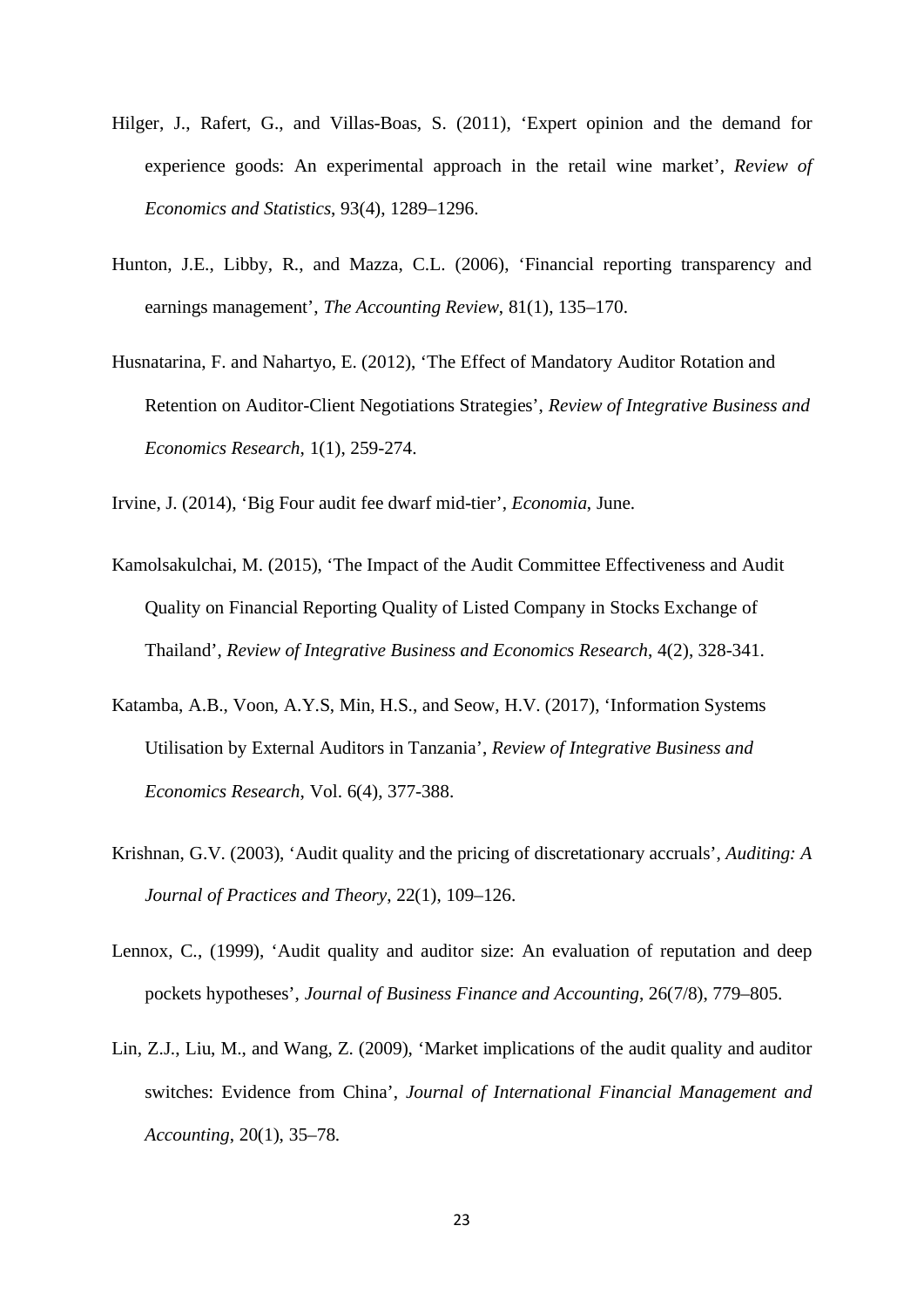Hilger, J., Rafert, G., and Villas-Boas, S. (2011), 'Expert opinion and the demand for experience goods: An experimental approach in the retail wine market', *Review of Economics and Statistics*, 93(4), 1289–1296.

Hunton, J.E., Libby, R., and Mazza, C.L. (2006), 'Financial reporting transparency and earnings management', *The Accounting Review*, 81(1), 135–170.

Husnatarina, F. and Nahartyo, E. (2012), 'The Effect of Mandatory Auditor Rotation and Retention on Auditor-Client Negotiations Strategies', *Review of Integrative Business and Economics Research*, 1(1), 259-274.

Irvine, J. (2014), 'Big Four audit fee dwarf mid-tier', *Economia*, June.

Kamolsakulchai, M. (2015), 'The Impact of the Audit Committee Effectiveness and Audit Quality on Financial Reporting Quality of Listed Company in Stocks Exchange of Thailand', *Review of Integrative Business and Economics Research*, 4(2), 328-341.

Katamba, A.B., Voon, A.Y.S, Min, H.S., and Seow, H.V. (2017), 'Information Systems Utilisation by External Auditors in Tanzania', *Review of Integrative Business and Economics Research*, Vol. 6(4), 377-388.

Krishnan, G.V. (2003), 'Audit quality and the pricing of discretationary accruals', *Auditing: A Journal of Practices and Theory*, 22(1), 109–126.

Lennox, C., (1999), 'Audit quality and auditor size: An evaluation of reputation and deep pockets hypotheses', *Journal of Business Finance and Accounting*, 26(7/8), 779–805.

Lin, Z.J., Liu, M., and Wang, Z. (2009), 'Market implications of the audit quality and auditor switches: Evidence from China', *Journal of International Financial Management and Accounting*, 20(1), 35–78.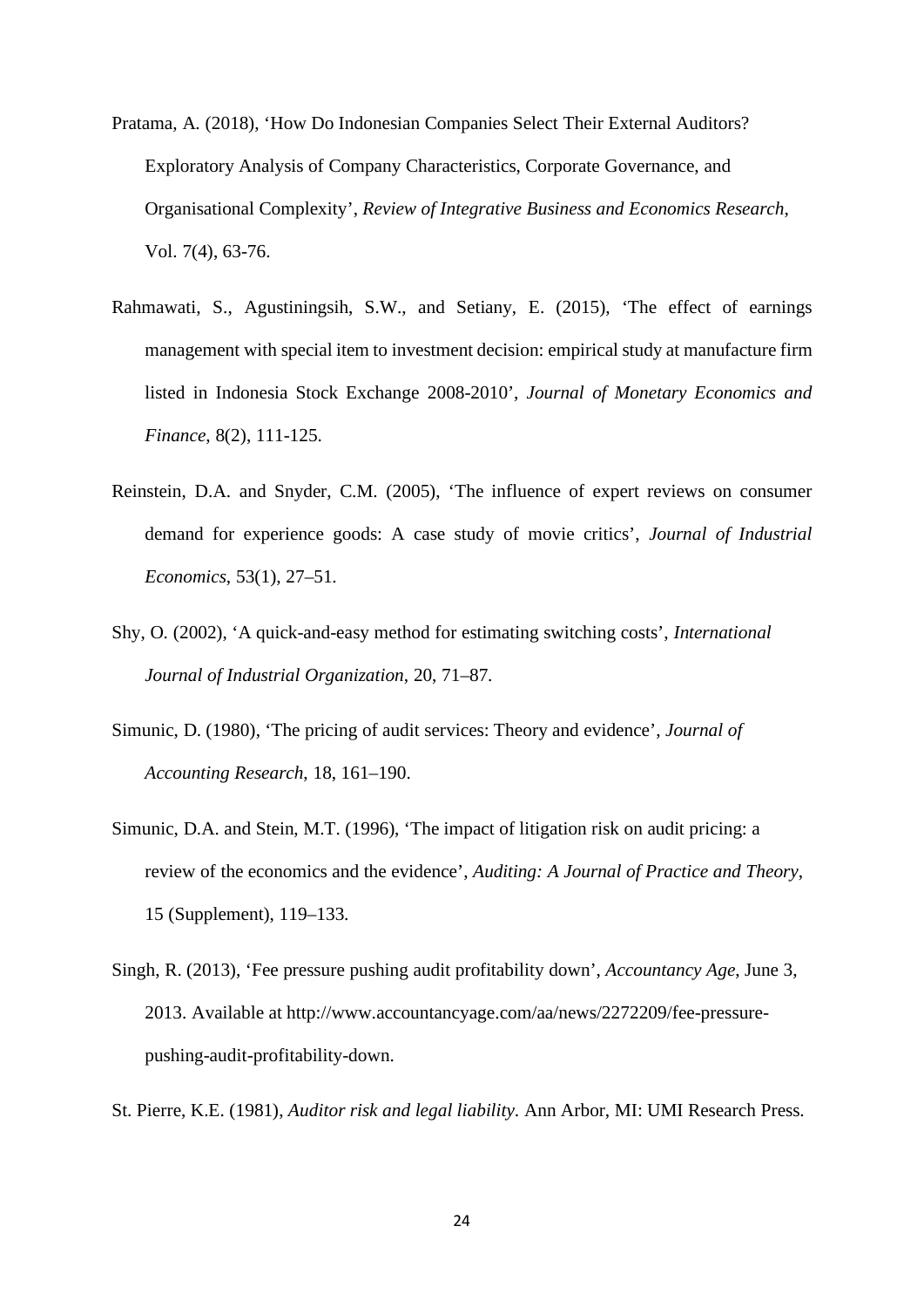Pratama, A. (2018), 'How Do Indonesian Companies Select Their External Auditors? Exploratory Analysis of Company Characteristics, Corporate Governance, and Organisational Complexity', *Review of Integrative Business and Economics Research*, Vol. 7(4), 63-76.

Rahmawati, S., Agustiningsih, S.W., and Setiany, E. (2015), 'The effect of earnings management with special item to investment decision: empirical study at manufacture firm listed in Indonesia Stock Exchange 2008-2010', *Journal of Monetary Economics and Finance*, 8(2), 111-125.

Reinstein, D.A. and Snyder, C.M. (2005), 'The influence of expert reviews on consumer demand for experience goods: A case study of movie critics', *Journal of Industrial Economics*, 53(1), 27–51.

Shy, O. (2002), 'A quick-and-easy method for estimating switching costs', *International Journal of Industrial Organization*, 20, 71–87.

Simunic, D. (1980), 'The pricing of audit services: Theory and evidence', *Journal of Accounting Research*, 18, 161–190.

Simunic, D.A. and Stein, M.T. (1996), 'The impact of litigation risk on audit pricing: a review of the economics and the evidence', *Auditing: A Journal of Practice and Theory*, 15 (Supplement), 119–133.

Singh, R. (2013), 'Fee pressure pushing audit profitability down', *Accountancy Age*, June 3, 2013. Available at http://www.accountancyage.com/aa/news/2272209/fee-pressure-pushing-audit-profitability-down.

St. Pierre, K.E. (1981), *Auditor risk and legal liability*. Ann Arbor, MI: UMI Research Press.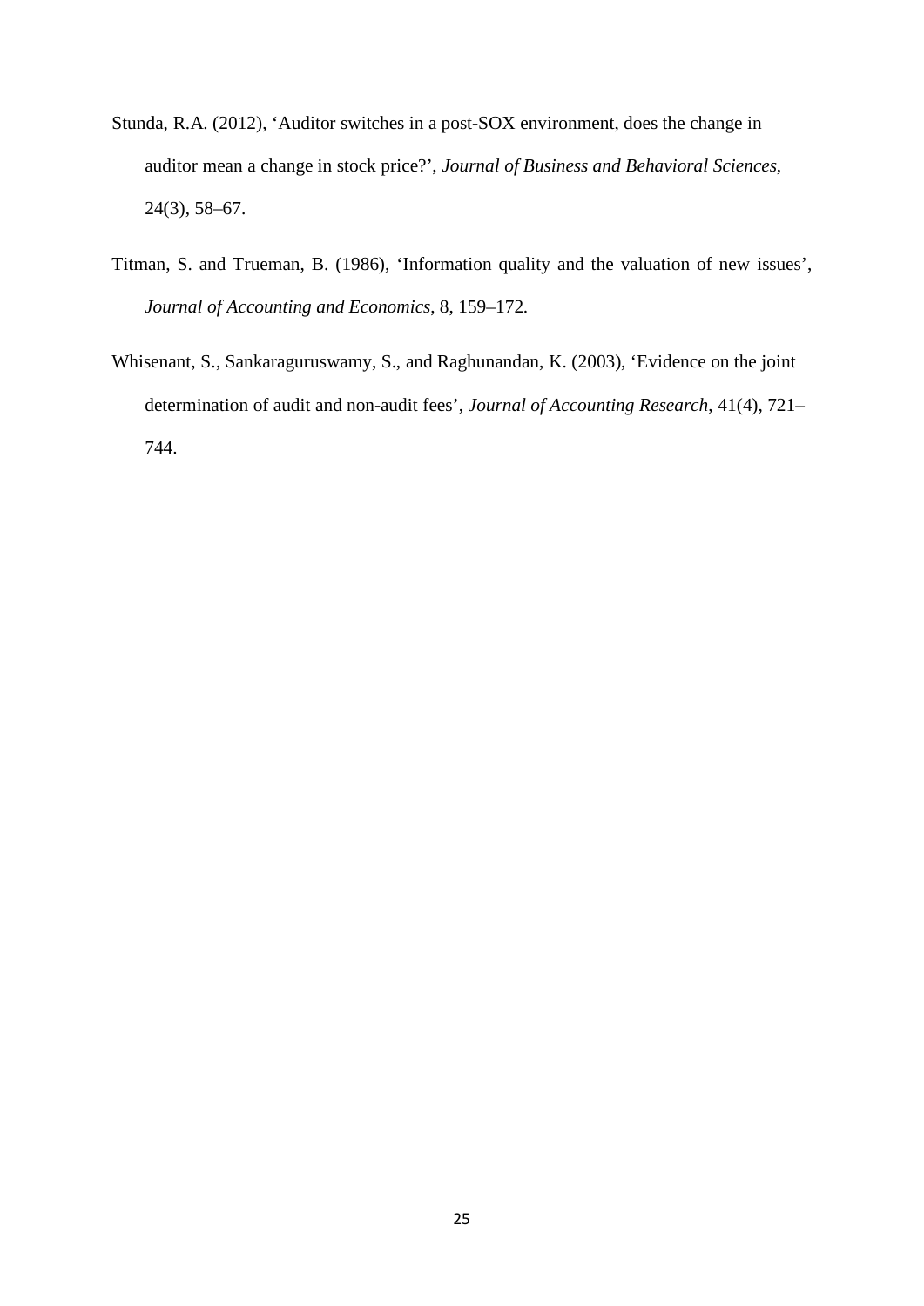Stunda, R.A. (2012), ‘Auditor switches in a post-SOX environment, does the change in auditor mean a change in stock price?’, *Journal of Business and Behavioral Sciences*, 24(3), 58–67.

Titman, S. and Trueman, B. (1986), ‘Information quality and the valuation of new issues’, *Journal of Accounting and Economics*, 8, 159–172.

Whisenant, S., Sankaraguruswamy, S., and Raghunandan, K. (2003), ‘Evidence on the joint determination of audit and non-audit fees’, *Journal of Accounting Research*, 41(4), 721–744.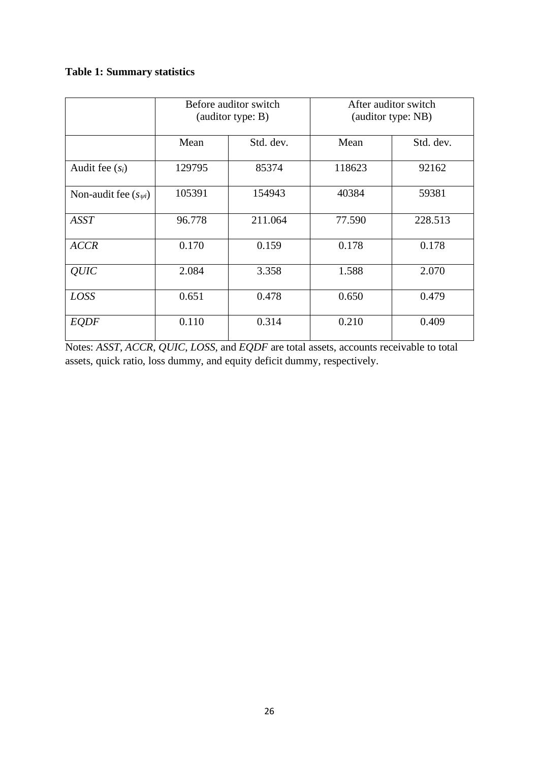**Table 1: Summary statistics**

| | Before auditor switch (auditor type: B) | | After auditor switch (auditor type: NB) | |
|---|---|---|---|---|
| | Mean | Std. dev. | Mean | Std. dev. |
| Audit fee ($s_i$) | 129795 | 85374 | 118623 | 92162 |
| Non-audit fee ($s_{\psi i}$) | 105391 | 154943 | 40384 | 59381 |
| *ASST* | 96.778 | 211.064 | 77.590 | 228.513 |
| *ACCR* | 0.170 | 0.159 | 0.178 | 0.178 |
| *QUIC* | 2.084 | 3.358 | 1.588 | 2.070 |
| *LOSS* | 0.651 | 0.478 | 0.650 | 0.479 |
| *EQDF* | 0.110 | 0.314 | 0.210 | 0.409 |

Notes: *ASST*, *ACCR*, *QUIC*, *LOSS*, and *EQDF* are total assets, accounts receivable to total assets, quick ratio, loss dummy, and equity deficit dummy, respectively.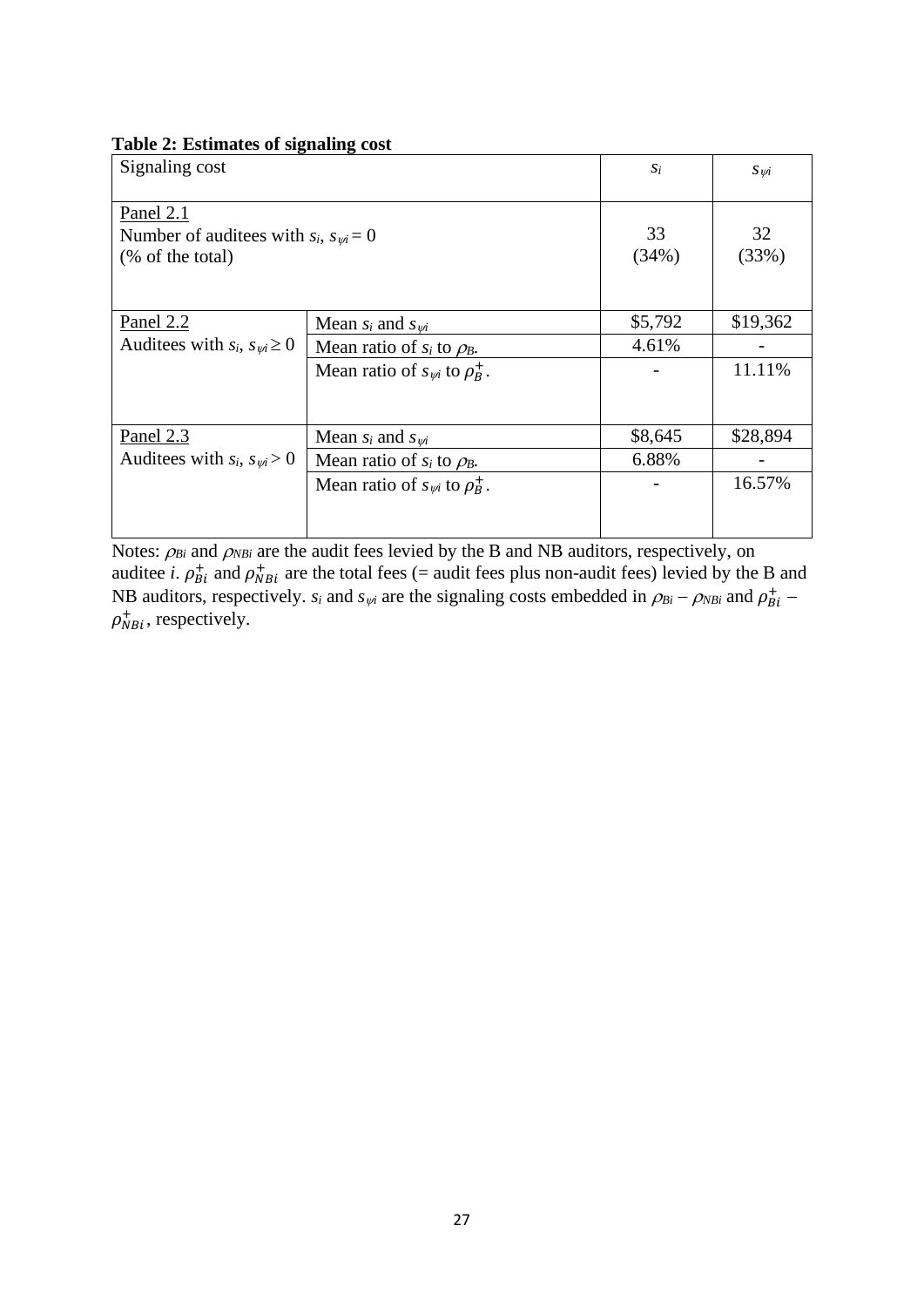**Table 2: Estimates of signaling cost**

| Signaling cost | | $s_i$ | $s_{\psi i}$ |
|---|---|---|---|
| Panel 2.1<br>Number of auditees with $s_i$, $s_{\psi i} = 0$<br>(% of the total) | | 33<br>(34%) | 32<br>(33%) |
| Panel 2.2<br>Auditees with $s_i$, $s_{\psi i} \geq 0$ | Mean $s_i$ and $s_{\psi i}$ | \$5,792 | \$19,362 |
| | Mean ratio of $s_i$ to $\rho_B$. | 4.61% | - |
| | Mean ratio of $s_{\psi i}$ to $\rho_B^+$. | - | 11.11% |
| Panel 2.3<br>Auditees with $s_i$, $s_{\psi i} > 0$ | Mean $s_i$ and $s_{\psi i}$ | \$8,645 | \$28,894 |
| | Mean ratio of $s_i$ to $\rho_B$. | 6.88% | - |
| | Mean ratio of $s_{\psi i}$ to $\rho_B^+$. | - | 16.57% |

Notes: $\rho_{Bi}$ and $\rho_{NBi}$ are the audit fees levied by the B and NB auditors, respectively, on auditee *i*. $\rho_{Bi}^+$ and $\rho_{NBi}^+$ are the total fees (= audit fees plus non-audit fees) levied by the B and NB auditors, respectively. $s_i$ and $s_{\psi i}$ are the signaling costs embedded in $\rho_{Bi} - \rho_{NBi}$ and $\rho_{Bi}^+ - \rho_{NBi}^+$, respectively.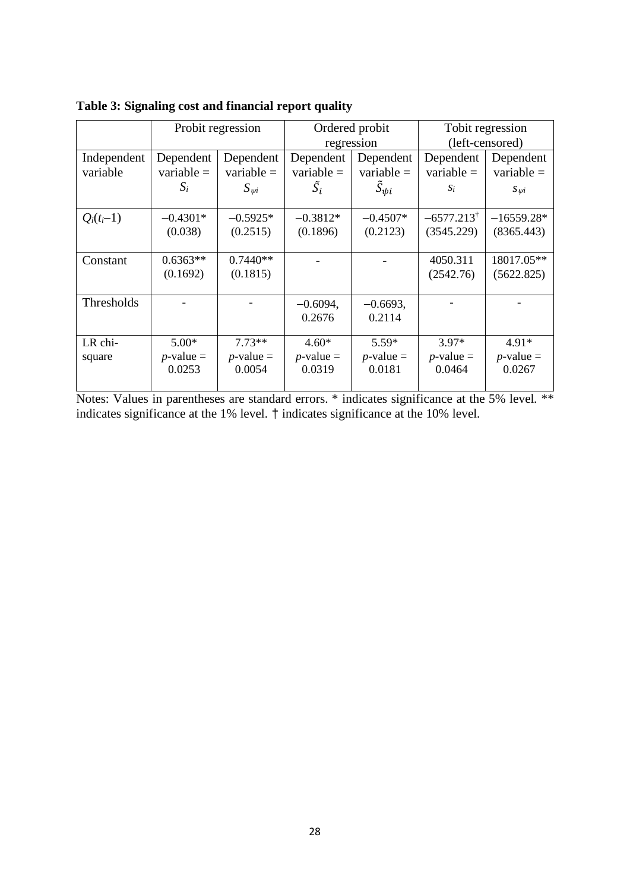**Table 3: Signaling cost and financial report quality**

| | Probit regression | | Ordered probit regression | | Tobit regression (left-censored) | |
|---|---|---|---|---|---|---|
| Independent variable | Dependent variable = $S_i$ | Dependent variable = $S_{\psi i}$ | Dependent variable = $\tilde{S}_i$ | Dependent variable = $\tilde{S}_{\psi i}$ | Dependent variable = $s_i$ | Dependent variable = $s_{\psi i}$ |
| $Q_i(t_i–1)$ | −0.4301* (0.038) | −0.5925* (0.2515) | −0.3812* (0.1896) | −0.4507* (0.2123) | −6577.213† (3545.229) | −16559.28* (8365.443) |
| Constant | 0.6363** (0.1692) | 0.7440** (0.1815) | - | - | 4050.311 (2542.76) | 18017.05** (5622.825) |
| Thresholds | - | - | −0.6094, 0.2676 | −0.6693, 0.2114 | - | - |
| LR chi-square | 5.00* *p*-value = 0.0253 | 7.73** *p*-value = 0.0054 | 4.60* *p*-value = 0.0319 | 5.59* *p*-value = 0.0181 | 3.97* *p*-value = 0.0464 | 4.91* *p*-value = 0.0267 |

Notes: Values in parentheses are standard errors. * indicates significance at the 5% level. ** indicates significance at the 1% level. † indicates significance at the 10% level.